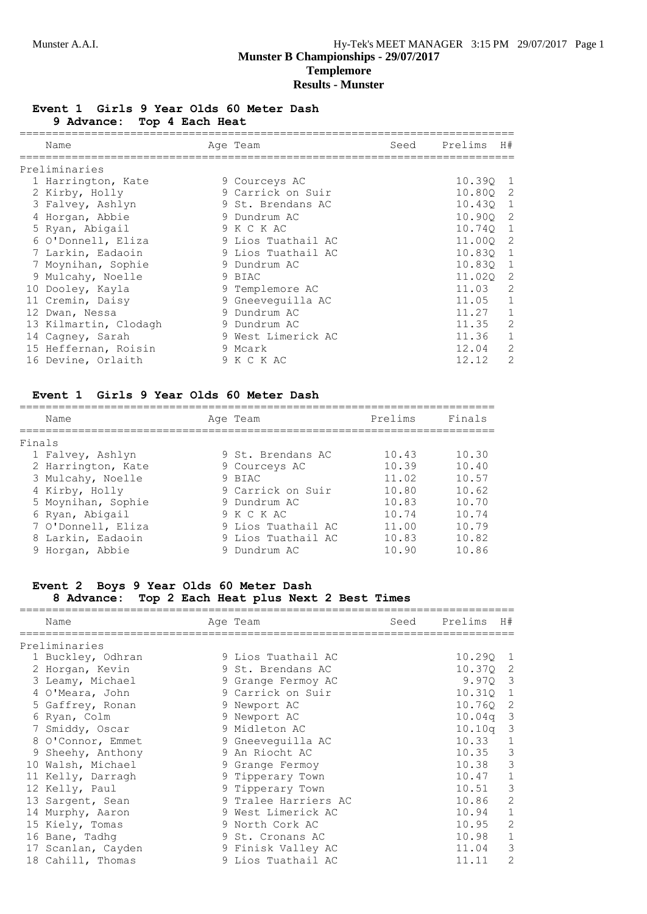# Munster B Championships - 29/07/2017

## Templemore

## Results - Munster

### Event 1 Girls 9 Year Olds 60 Meter Dash

**9 Advance: Top 4 Each Heat**

**Preliminaries**

| | Name | Age | Team | Seed | Prelims | H# |
|---|---|---|---|---|---|---|
| 1 | Harrington, Kate | 9 | Courceys AC | | 10.39Q | 1 |
| 2 | Kirby, Holly | 9 | Carrick on Suir | | 10.80Q | 2 |
| 3 | Falvey, Ashlyn | 9 | St. Brendans AC | | 10.43Q | 1 |
| 4 | Horgan, Abbie | 9 | Dundrum AC | | 10.90Q | 2 |
| 5 | Ryan, Abigail | 9 | K C K AC | | 10.74Q | 1 |
| 6 | O'Donnell, Eliza | 9 | Lios Tuathail AC | | 11.00Q | 2 |
| 7 | Larkin, Eadaoin | 9 | Lios Tuathail AC | | 10.83Q | 1 |
| 8 | Moynihan, Sophie | 9 | Dundrum AC | | 10.83Q | 1 |
| 9 | Mulcahy, Noelle | 9 | BIAC | | 11.02Q | 2 |
| 10 | Dooley, Kayla | 9 | Templemore AC | | 11.03 | 2 |
| 11 | Cremin, Daisy | 9 | Gneeveguilla AC | | 11.05 | 1 |
| 12 | Dwan, Nessa | 9 | Dundrum AC | | 11.27 | 1 |
| 13 | Kilmartin, Clodagh | 9 | Dundrum AC | | 11.35 | 2 |
| 14 | Cagney, Sarah | 9 | West Limerick AC | | 11.36 | 1 |
| 15 | Heffernan, Roisin | 9 | Mcark | | 12.04 | 2 |
| 16 | Devine, Orlaith | 9 | K C K AC | | 12.12 | 2 |

### Event 1 Girls 9 Year Olds 60 Meter Dash

**Finals**

| | Name | Age | Team | Prelims | Finals |
|---|---|---|---|---|---|
| 1 | Falvey, Ashlyn | 9 | St. Brendans AC | 10.43 | 10.30 |
| 2 | Harrington, Kate | 9 | Courceys AC | 10.39 | 10.40 |
| 3 | Mulcahy, Noelle | 9 | BIAC | 11.02 | 10.57 |
| 4 | Kirby, Holly | 9 | Carrick on Suir | 10.80 | 10.62 |
| 5 | Moynihan, Sophie | 9 | Dundrum AC | 10.83 | 10.70 |
| 6 | Ryan, Abigail | 9 | K C K AC | 10.74 | 10.74 |
| 7 | O'Donnell, Eliza | 9 | Lios Tuathail AC | 11.00 | 10.79 |
| 8 | Larkin, Eadaoin | 9 | Lios Tuathail AC | 10.83 | 10.82 |
| 9 | Horgan, Abbie | 9 | Dundrum AC | 10.90 | 10.86 |

### Event 2 Boys 9 Year Olds 60 Meter Dash

**8 Advance: Top 2 Each Heat plus Next 2 Best Times**

**Preliminaries**

| | Name | Age | Team | Seed | Prelims | H# |
|---|---|---|---|---|---|---|
| 1 | Buckley, Odhran | 9 | Lios Tuathail AC | | 10.29Q | 1 |
| 2 | Horgan, Kevin | 9 | St. Brendans AC | | 10.37Q | 2 |
| 3 | Leamy, Michael | 9 | Grange Fermoy AC | | 9.97Q | 3 |
| 4 | O'Meara, John | 9 | Carrick on Suir | | 10.31Q | 1 |
| 5 | Gaffrey, Ronan | 9 | Newport AC | | 10.76Q | 2 |
| 6 | Ryan, Colm | 9 | Newport AC | | 10.04q | 3 |
| 7 | Smiddy, Oscar | 9 | Midleton AC | | 10.10q | 3 |
| 8 | O'Connor, Emmet | 9 | Gneeveguilla AC | | 10.33 | 1 |
| 9 | Sheehy, Anthony | 9 | An Riocht AC | | 10.35 | 3 |
| 10 | Walsh, Michael | 9 | Grange Fermoy | | 10.38 | 3 |
| 11 | Kelly, Darragh | 9 | Tipperary Town | | 10.47 | 1 |
| 12 | Kelly, Paul | 9 | Tipperary Town | | 10.51 | 3 |
| 13 | Sargent, Sean | 9 | Tralee Harriers AC | | 10.86 | 2 |
| 14 | Murphy, Aaron | 9 | West Limerick AC | | 10.94 | 1 |
| 15 | Kiely, Tomas | 9 | North Cork AC | | 10.95 | 2 |
| 16 | Bane, Tadhg | 9 | St. Cronans AC | | 10.98 | 1 |
| 17 | Scanlan, Cayden | 9 | Finisk Valley AC | | 11.04 | 3 |
| 18 | Cahill, Thomas | 9 | Lios Tuathail AC | | 11.11 | 2 |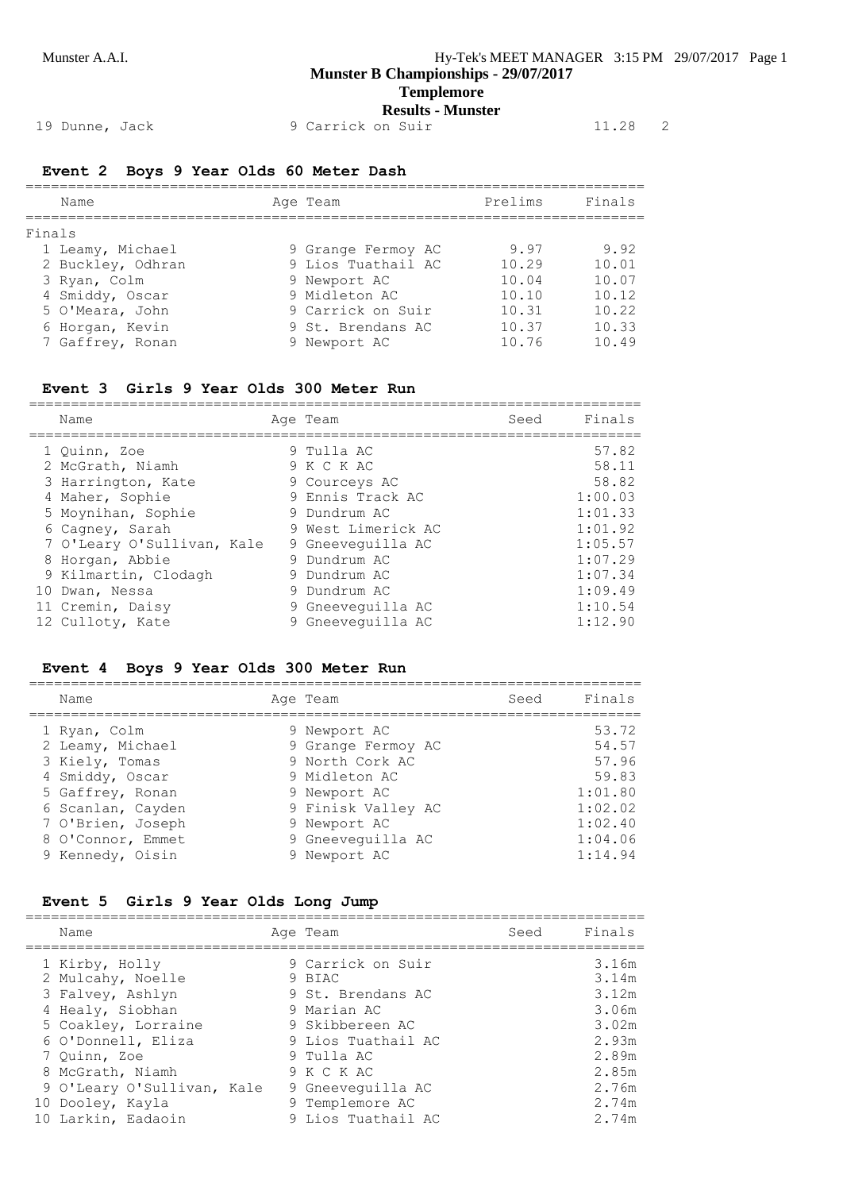| | | | |
|---|---|---|---|
| 19 Dunne, Jack | 9 Carrick on Suir | 11.28 | 2 |

### Event 2 Boys 9 Year Olds 60 Meter Dash

| Name | Age Team | Prelims | Finals |
|---|---|---|---|
| **Finals** | | | |
| 1 Leamy, Michael | 9 Grange Fermoy AC | 9.97 | 9.92 |
| 2 Buckley, Odhran | 9 Lios Tuathail AC | 10.29 | 10.01 |
| 3 Ryan, Colm | 9 Newport AC | 10.04 | 10.07 |
| 4 Smiddy, Oscar | 9 Midleton AC | 10.10 | 10.12 |
| 5 O'Meara, John | 9 Carrick on Suir | 10.31 | 10.22 |
| 6 Horgan, Kevin | 9 St. Brendans AC | 10.37 | 10.33 |
| 7 Gaffrey, Ronan | 9 Newport AC | 10.76 | 10.49 |

### Event 3 Girls 9 Year Olds 300 Meter Run

| Name | Age Team | Seed | Finals |
|---|---|---|---|
| 1 Quinn, Zoe | 9 Tulla AC | | 57.82 |
| 2 McGrath, Niamh | 9 K C K AC | | 58.11 |
| 3 Harrington, Kate | 9 Courceys AC | | 58.82 |
| 4 Maher, Sophie | 9 Ennis Track AC | | 1:00.03 |
| 5 Moynihan, Sophie | 9 Dundrum AC | | 1:01.33 |
| 6 Cagney, Sarah | 9 West Limerick AC | | 1:01.92 |
| 7 O'Leary O'Sullivan, Kale | 9 Gneeveguilla AC | | 1:05.57 |
| 8 Horgan, Abbie | 9 Dundrum AC | | 1:07.29 |
| 9 Kilmartin, Clodagh | 9 Dundrum AC | | 1:07.34 |
| 10 Dwan, Nessa | 9 Dundrum AC | | 1:09.49 |
| 11 Cremin, Daisy | 9 Gneeveguilla AC | | 1:10.54 |
| 12 Culloty, Kate | 9 Gneeveguilla AC | | 1:12.90 |

### Event 4 Boys 9 Year Olds 300 Meter Run

| Name | Age Team | Seed | Finals |
|---|---|---|---|
| 1 Ryan, Colm | 9 Newport AC | | 53.72 |
| 2 Leamy, Michael | 9 Grange Fermoy AC | | 54.57 |
| 3 Kiely, Tomas | 9 North Cork AC | | 57.96 |
| 4 Smiddy, Oscar | 9 Midleton AC | | 59.83 |
| 5 Gaffrey, Ronan | 9 Newport AC | | 1:01.80 |
| 6 Scanlan, Cayden | 9 Finisk Valley AC | | 1:02.02 |
| 7 O'Brien, Joseph | 9 Newport AC | | 1:02.40 |
| 8 O'Connor, Emmet | 9 Gneeveguilla AC | | 1:04.06 |
| 9 Kennedy, Oisin | 9 Newport AC | | 1:14.94 |

### Event 5 Girls 9 Year Olds Long Jump

| Name | Age Team | Seed | Finals |
|---|---|---|---|
| 1 Kirby, Holly | 9 Carrick on Suir | | 3.16m |
| 2 Mulcahy, Noelle | 9 BIAC | | 3.14m |
| 3 Falvey, Ashlyn | 9 St. Brendans AC | | 3.12m |
| 4 Healy, Siobhan | 9 Marian AC | | 3.06m |
| 5 Coakley, Lorraine | 9 Skibbereen AC | | 3.02m |
| 6 O'Donnell, Eliza | 9 Lios Tuathail AC | | 2.93m |
| 7 Quinn, Zoe | 9 Tulla AC | | 2.89m |
| 8 McGrath, Niamh | 9 K C K AC | | 2.85m |
| 9 O'Leary O'Sullivan, Kale | 9 Gneeveguilla AC | | 2.76m |
| 10 Dooley, Kayla | 9 Templemore AC | | 2.74m |
| 10 Larkin, Eadaoin | 9 Lios Tuathail AC | | 2.74m |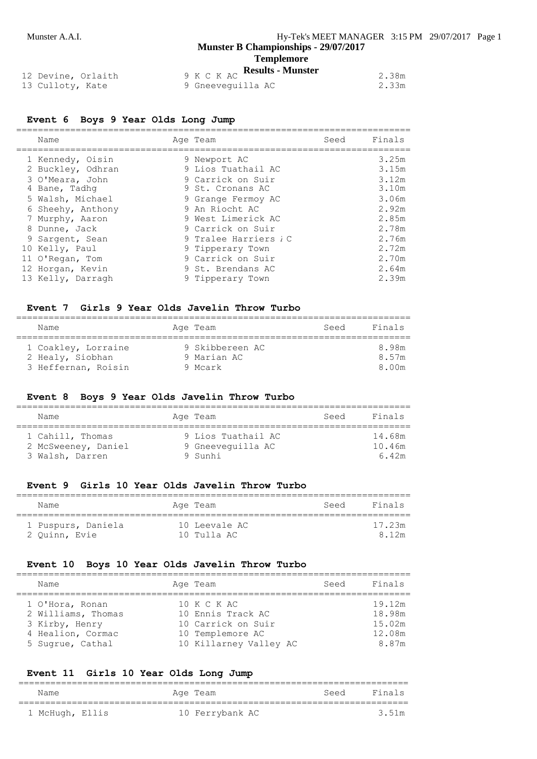| | | | | |
|---|---|---|---|---|
| 12 Devine, Orlaith | 9 K C K AC | | | 2.38m |
| 13 Culloty, Kate | 9 Gneeveguilla AC | | | 2.33m |

## Event 6 Boys 9 Year Olds Long Jump

| Name | Age | Team | Seed | Finals |
|---|---|---|---|---|
| 1 Kennedy, Oisin | 9 | Newport AC | | 3.25m |
| 2 Buckley, Odhran | 9 | Lios Tuathail AC | | 3.15m |
| 3 O'Meara, John | 9 | Carrick on Suir | | 3.12m |
| 4 Bane, Tadhg | 9 | St. Cronans AC | | 3.10m |
| 5 Walsh, Michael | 9 | Grange Fermoy AC | | 3.06m |
| 6 Sheehy, Anthony | 9 | An Riocht AC | | 2.92m |
| 7 Murphy, Aaron | 9 | West Limerick AC | | 2.85m |
| 8 Dunne, Jack | 9 | Carrick on Suir | | 2.78m |
| 9 Sargent, Sean | 9 | Tralee Harriers A C | | 2.76m |
| 10 Kelly, Paul | 9 | Tipperary Town | | 2.72m |
| 11 O'Regan, Tom | 9 | Carrick on Suir | | 2.70m |
| 12 Horgan, Kevin | 9 | St. Brendans AC | | 2.64m |
| 13 Kelly, Darragh | 9 | Tipperary Town | | 2.39m |

## Event 7 Girls 9 Year Olds Javelin Throw Turbo

| Name | Age | Team | Seed | Finals |
|---|---|---|---|---|
| 1 Coakley, Lorraine | 9 | Skibbereen AC | | 8.98m |
| 2 Healy, Siobhan | 9 | Marian AC | | 8.57m |
| 3 Heffernan, Roisin | 9 | Mcark | | 8.00m |

## Event 8 Boys 9 Year Olds Javelin Throw Turbo

| Name | Age | Team | Seed | Finals |
|---|---|---|---|---|
| 1 Cahill, Thomas | 9 | Lios Tuathail AC | | 14.68m |
| 2 McSweeney, Daniel | 9 | Gneeveguilla AC | | 10.46m |
| 3 Walsh, Darren | 9 | Sunhi | | 6.42m |

## Event 9 Girls 10 Year Olds Javelin Throw Turbo

| Name | Age | Team | Seed | Finals |
|---|---|---|---|---|
| 1 Puspurs, Daniela | 10 | Leevale AC | | 17.23m |
| 2 Quinn, Evie | 10 | Tulla AC | | 8.12m |

## Event 10 Boys 10 Year Olds Javelin Throw Turbo

| Name | Age | Team | Seed | Finals |
|---|---|---|---|---|
| 1 O'Hora, Ronan | 10 | K C K AC | | 19.12m |
| 2 Williams, Thomas | 10 | Ennis Track AC | | 18.98m |
| 3 Kirby, Henry | 10 | Carrick on Suir | | 15.02m |
| 4 Healion, Cormac | 10 | Templemore AC | | 12.08m |
| 5 Sugrue, Cathal | 10 | Killarney Valley AC | | 8.87m |

## Event 11 Girls 10 Year Olds Long Jump

| Name | Age | Team | Seed | Finals |
|---|---|---|---|---|
| 1 McHugh, Ellis | 10 | Ferrybank AC | | 3.51m |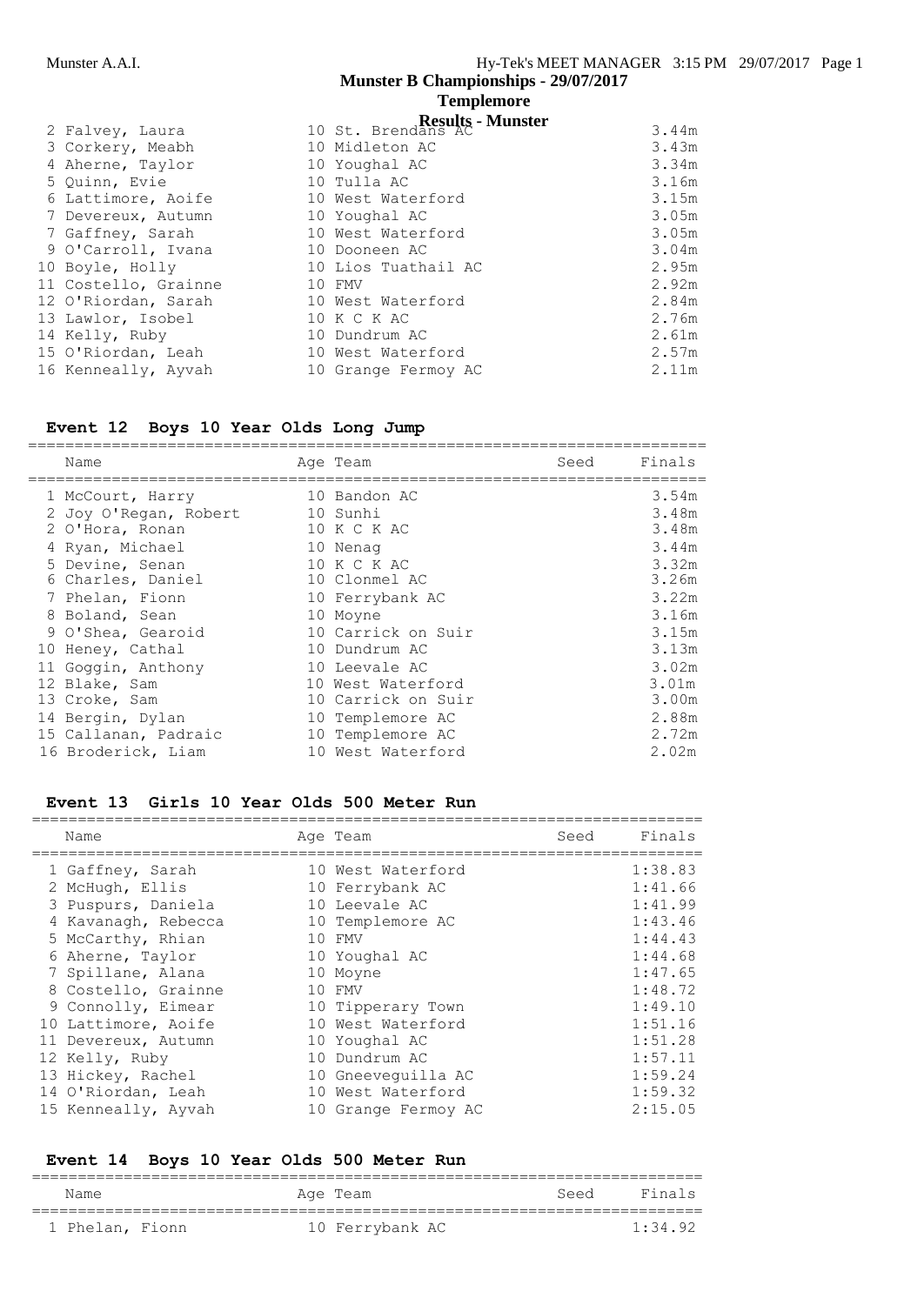## Munster B Championships - 29/07/2017

### Templemore

### Results - Munster

| Place | Name | Age | Team | Finals |
|---|---|---|---|---|
| 2 | Falvey, Laura | 10 | St. Brendans AC | 3.44m |
| 3 | Corkery, Meabh | 10 | Midleton AC | 3.43m |
| 4 | Aherne, Taylor | 10 | Youghal AC | 3.34m |
| 5 | Quinn, Evie | 10 | Tulla AC | 3.16m |
| 6 | Lattimore, Aoife | 10 | West Waterford | 3.15m |
| 7 | Devereux, Autumn | 10 | Youghal AC | 3.05m |
| 7 | Gaffney, Sarah | 10 | West Waterford | 3.05m |
| 9 | O'Carroll, Ivana | 10 | Dooneen AC | 3.04m |
| 10 | Boyle, Holly | 10 | Lios Tuathail AC | 2.95m |
| 11 | Costello, Grainne | 10 | FMV | 2.92m |
| 12 | O'Riordan, Sarah | 10 | West Waterford | 2.84m |
| 13 | Lawlor, Isobel | 10 | K C K AC | 2.76m |
| 14 | Kelly, Ruby | 10 | Dundrum AC | 2.61m |
| 15 | O'Riordan, Leah | 10 | West Waterford | 2.57m |
| 16 | Kenneally, Ayvah | 10 | Grange Fermoy AC | 2.11m |

### Event 12 Boys 10 Year Olds Long Jump

| Place | Name | Age | Team | Seed | Finals |
|---|---|---|---|---|---|
| 1 | McCourt, Harry | 10 | Bandon AC | | 3.54m |
| 2 | Joy O'Regan, Robert | 10 | Sunhi | | 3.48m |
| 2 | O'Hora, Ronan | 10 | K C K AC | | 3.48m |
| 4 | Ryan, Michael | 10 | Nenag | | 3.44m |
| 5 | Devine, Senan | 10 | K C K AC | | 3.32m |
| 6 | Charles, Daniel | 10 | Clonmel AC | | 3.26m |
| 7 | Phelan, Fionn | 10 | Ferrybank AC | | 3.22m |
| 8 | Boland, Sean | 10 | Moyne | | 3.16m |
| 9 | O'Shea, Gearoid | 10 | Carrick on Suir | | 3.15m |
| 10 | Heney, Cathal | 10 | Dundrum AC | | 3.13m |
| 11 | Goggin, Anthony | 10 | Leevale AC | | 3.02m |
| 12 | Blake, Sam | 10 | West Waterford | | 3.01m |
| 13 | Croke, Sam | 10 | Carrick on Suir | | 3.00m |
| 14 | Bergin, Dylan | 10 | Templemore AC | | 2.88m |
| 15 | Callanan, Padraic | 10 | Templemore AC | | 2.72m |
| 16 | Broderick, Liam | 10 | West Waterford | | 2.02m |

### Event 13 Girls 10 Year Olds 500 Meter Run

| Place | Name | Age | Team | Seed | Finals |
|---|---|---|---|---|---|
| 1 | Gaffney, Sarah | 10 | West Waterford | | 1:38.83 |
| 2 | McHugh, Ellis | 10 | Ferrybank AC | | 1:41.66 |
| 3 | Puspurs, Daniela | 10 | Leevale AC | | 1:41.99 |
| 4 | Kavanagh, Rebecca | 10 | Templemore AC | | 1:43.46 |
| 5 | McCarthy, Rhian | 10 | FMV | | 1:44.43 |
| 6 | Aherne, Taylor | 10 | Youghal AC | | 1:44.68 |
| 7 | Spillane, Alana | 10 | Moyne | | 1:47.65 |
| 8 | Costello, Grainne | 10 | FMV | | 1:48.72 |
| 9 | Connolly, Eimear | 10 | Tipperary Town | | 1:49.10 |
| 10 | Lattimore, Aoife | 10 | West Waterford | | 1:51.16 |
| 11 | Devereux, Autumn | 10 | Youghal AC | | 1:51.28 |
| 12 | Kelly, Ruby | 10 | Dundrum AC | | 1:57.11 |
| 13 | Hickey, Rachel | 10 | Gneeveguilla AC | | 1:59.24 |
| 14 | O'Riordan, Leah | 10 | West Waterford | | 1:59.32 |
| 15 | Kenneally, Ayvah | 10 | Grange Fermoy AC | | 2:15.05 |

### Event 14 Boys 10 Year Olds 500 Meter Run

| Place | Name | Age | Team | Seed | Finals |
|---|---|---|---|---|---|
| 1 | Phelan, Fionn | 10 | Ferrybank AC | | 1:34.92 |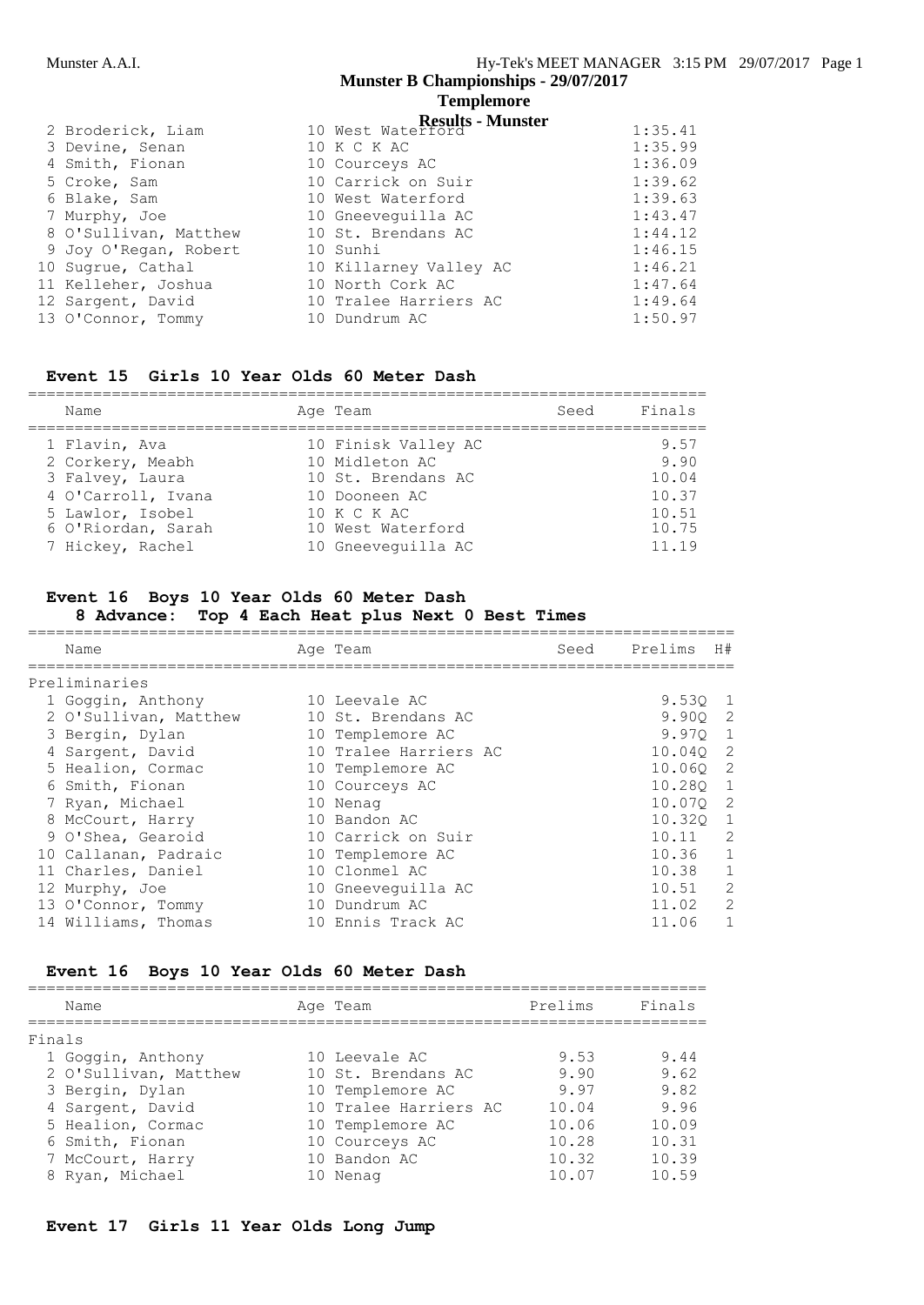# Munster B Championships - 29/07/2017

## Templemore

### Results - Munster

| Place | Name | Age | Team | Finals |
|---|---|---|---|---|
| 2 | Broderick, Liam | 10 | West Waterford | 1:35.41 |
| 3 | Devine, Senan | 10 | K C K AC | 1:35.99 |
| 4 | Smith, Fionan | 10 | Courceys AC | 1:36.09 |
| 5 | Croke, Sam | 10 | Carrick on Suir | 1:39.62 |
| 6 | Blake, Sam | 10 | West Waterford | 1:39.63 |
| 7 | Murphy, Joe | 10 | Gneeveguilla AC | 1:43.47 |
| 8 | O'Sullivan, Matthew | 10 | St. Brendans AC | 1:44.12 |
| 9 | Joy O'Regan, Robert | 10 | Sunhi | 1:46.15 |
| 10 | Sugrue, Cathal | 10 | Killarney Valley AC | 1:46.21 |
| 11 | Kelleher, Joshua | 10 | North Cork AC | 1:47.64 |
| 12 | Sargent, David | 10 | Tralee Harriers AC | 1:49.64 |
| 13 | O'Connor, Tommy | 10 | Dundrum AC | 1:50.97 |

### Event 15 Girls 10 Year Olds 60 Meter Dash

| Place | Name | Age | Team | Seed | Finals |
|---|---|---|---|---|---|
| 1 | Flavin, Ava | 10 | Finisk Valley AC | | 9.57 |
| 2 | Corkery, Meabh | 10 | Midleton AC | | 9.90 |
| 3 | Falvey, Laura | 10 | St. Brendans AC | | 10.04 |
| 4 | O'Carroll, Ivana | 10 | Dooneen AC | | 10.37 |
| 5 | Lawlor, Isobel | 10 | K C K AC | | 10.51 |
| 6 | O'Riordan, Sarah | 10 | West Waterford | | 10.75 |
| 7 | Hickey, Rachel | 10 | Gneeveguilla AC | | 11.19 |

### Event 16 Boys 10 Year Olds 60 Meter Dash

8 Advance: Top 4 Each Heat plus Next 0 Best Times

**Preliminaries**

| Place | Name | Age | Team | Seed | Prelims | H# |
|---|---|---|---|---|---|---|
| 1 | Goggin, Anthony | 10 | Leevale AC | | 9.53Q | 1 |
| 2 | O'Sullivan, Matthew | 10 | St. Brendans AC | | 9.90Q | 2 |
| 3 | Bergin, Dylan | 10 | Templemore AC | | 9.97Q | 1 |
| 4 | Sargent, David | 10 | Tralee Harriers AC | | 10.04Q | 2 |
| 5 | Healion, Cormac | 10 | Templemore AC | | 10.06Q | 2 |
| 6 | Smith, Fionan | 10 | Courceys AC | | 10.28Q | 1 |
| 7 | Ryan, Michael | 10 | Nenag | | 10.07Q | 2 |
| 8 | McCourt, Harry | 10 | Bandon AC | | 10.32Q | 1 |
| 9 | O'Shea, Gearoid | 10 | Carrick on Suir | | 10.11 | 2 |
| 10 | Callanan, Padraic | 10 | Templemore AC | | 10.36 | 1 |
| 11 | Charles, Daniel | 10 | Clonmel AC | | 10.38 | 1 |
| 12 | Murphy, Joe | 10 | Gneeveguilla AC | | 10.51 | 2 |
| 13 | O'Connor, Tommy | 10 | Dundrum AC | | 11.02 | 2 |
| 14 | Williams, Thomas | 10 | Ennis Track AC | | 11.06 | 1 |

### Event 16 Boys 10 Year Olds 60 Meter Dash

**Finals**

| Place | Name | Age | Team | Prelims | Finals |
|---|---|---|---|---|---|
| 1 | Goggin, Anthony | 10 | Leevale AC | 9.53 | 9.44 |
| 2 | O'Sullivan, Matthew | 10 | St. Brendans AC | 9.90 | 9.62 |
| 3 | Bergin, Dylan | 10 | Templemore AC | 9.97 | 9.82 |
| 4 | Sargent, David | 10 | Tralee Harriers AC | 10.04 | 9.96 |
| 5 | Healion, Cormac | 10 | Templemore AC | 10.06 | 10.09 |
| 6 | Smith, Fionan | 10 | Courceys AC | 10.28 | 10.31 |
| 7 | McCourt, Harry | 10 | Bandon AC | 10.32 | 10.39 |
| 8 | Ryan, Michael | 10 | Nenag | 10.07 | 10.59 |

### Event 17 Girls 11 Year Olds Long Jump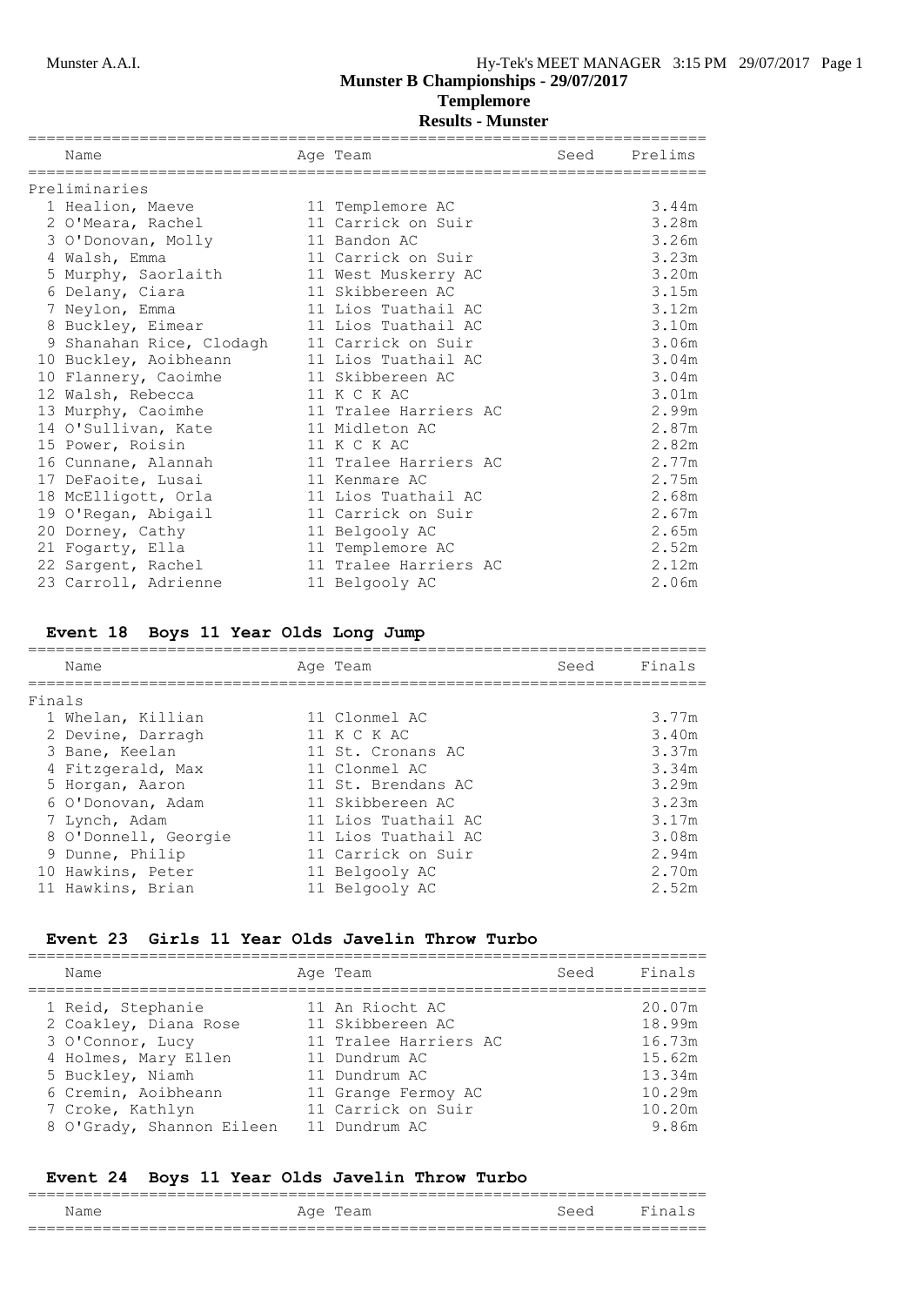## Munster B Championships - 29/07/2017

## Templemore

## Results - Munster

| Name | Age | Team | Seed | Prelims |
|---|---|---|---|---|
| **Preliminaries** | | | | |
| 1 Healion, Maeve | 11 | Templemore AC | | 3.44m |
| 2 O'Meara, Rachel | 11 | Carrick on Suir | | 3.28m |
| 3 O'Donovan, Molly | 11 | Bandon AC | | 3.26m |
| 4 Walsh, Emma | 11 | Carrick on Suir | | 3.23m |
| 5 Murphy, Saorlaith | 11 | West Muskerry AC | | 3.20m |
| 6 Delany, Ciara | 11 | Skibbereen AC | | 3.15m |
| 7 Neylon, Emma | 11 | Lios Tuathail AC | | 3.12m |
| 8 Buckley, Eimear | 11 | Lios Tuathail AC | | 3.10m |
| 9 Shanahan Rice, Clodagh | 11 | Carrick on Suir | | 3.06m |
| 10 Buckley, Aoibheann | 11 | Lios Tuathail AC | | 3.04m |
| 10 Flannery, Caoimhe | 11 | Skibbereen AC | | 3.04m |
| 12 Walsh, Rebecca | 11 | K C K AC | | 3.01m |
| 13 Murphy, Caoimhe | 11 | Tralee Harriers AC | | 2.99m |
| 14 O'Sullivan, Kate | 11 | Midleton AC | | 2.87m |
| 15 Power, Roisin | 11 | K C K AC | | 2.82m |
| 16 Cunnane, Alannah | 11 | Tralee Harriers AC | | 2.77m |
| 17 DeFaoite, Lusai | 11 | Kenmare AC | | 2.75m |
| 18 McElligott, Orla | 11 | Lios Tuathail AC | | 2.68m |
| 19 O'Regan, Abigail | 11 | Carrick on Suir | | 2.67m |
| 20 Dorney, Cathy | 11 | Belgooly AC | | 2.65m |
| 21 Fogarty, Ella | 11 | Templemore AC | | 2.52m |
| 22 Sargent, Rachel | 11 | Tralee Harriers AC | | 2.12m |
| 23 Carroll, Adrienne | 11 | Belgooly AC | | 2.06m |

### Event 18 Boys 11 Year Olds Long Jump

| Name | Age | Team | Seed | Finals |
|---|---|---|---|---|
| **Finals** | | | | |
| 1 Whelan, Killian | 11 | Clonmel AC | | 3.77m |
| 2 Devine, Darragh | 11 | K C K AC | | 3.40m |
| 3 Bane, Keelan | 11 | St. Cronans AC | | 3.37m |
| 4 Fitzgerald, Max | 11 | Clonmel AC | | 3.34m |
| 5 Horgan, Aaron | 11 | St. Brendans AC | | 3.29m |
| 6 O'Donovan, Adam | 11 | Skibbereen AC | | 3.23m |
| 7 Lynch, Adam | 11 | Lios Tuathail AC | | 3.17m |
| 8 O'Donnell, Georgie | 11 | Lios Tuathail AC | | 3.08m |
| 9 Dunne, Philip | 11 | Carrick on Suir | | 2.94m |
| 10 Hawkins, Peter | 11 | Belgooly AC | | 2.70m |
| 11 Hawkins, Brian | 11 | Belgooly AC | | 2.52m |

### Event 23 Girls 11 Year Olds Javelin Throw Turbo

| Name | Age | Team | Seed | Finals |
|---|---|---|---|---|
| 1 Reid, Stephanie | 11 | An Riocht AC | | 20.07m |
| 2 Coakley, Diana Rose | 11 | Skibbereen AC | | 18.99m |
| 3 O'Connor, Lucy | 11 | Tralee Harriers AC | | 16.73m |
| 4 Holmes, Mary Ellen | 11 | Dundrum AC | | 15.62m |
| 5 Buckley, Niamh | 11 | Dundrum AC | | 13.34m |
| 6 Cremin, Aoibheann | 11 | Grange Fermoy AC | | 10.29m |
| 7 Croke, Kathlyn | 11 | Carrick on Suir | | 10.20m |
| 8 O'Grady, Shannon Eileen | 11 | Dundrum AC | | 9.86m |

### Event 24 Boys 11 Year Olds Javelin Throw Turbo

| Name | Age | Team | Seed | Finals |
|---|---|---|---|---|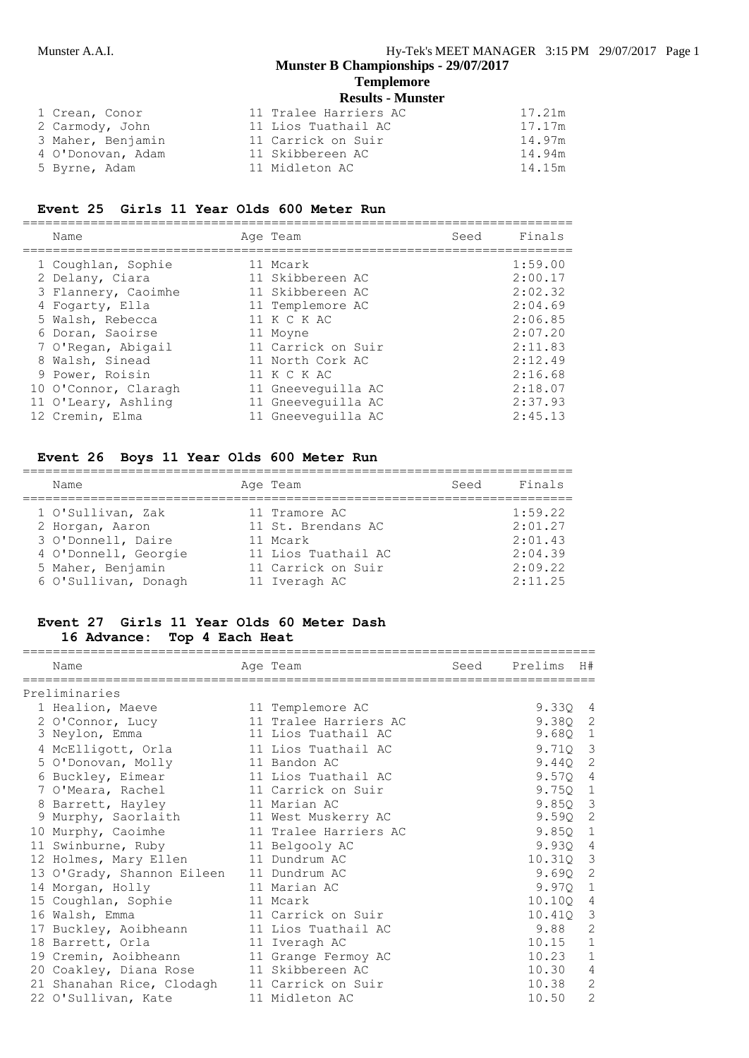## Munster B Championships - 29/07/2017

### Templemore

### Results - Munster

| Place | Name | Age | Team | Mark |
|---|---|---|---|---|
| 1 | Crean, Conor | 11 | Tralee Harriers AC | 17.21m |
| 2 | Carmody, John | 11 | Lios Tuathail AC | 17.17m |
| 3 | Maher, Benjamin | 11 | Carrick on Suir | 14.97m |
| 4 | O'Donovan, Adam | 11 | Skibbereen AC | 14.94m |
| 5 | Byrne, Adam | 11 | Midleton AC | 14.15m |

### Event 25 Girls 11 Year Olds 600 Meter Run

| Place | Name | Age | Team | Seed | Finals |
|---|---|---|---|---|---|
| 1 | Coughlan, Sophie | 11 | Mcark | | 1:59.00 |
| 2 | Delany, Ciara | 11 | Skibbereen AC | | 2:00.17 |
| 3 | Flannery, Caoimhe | 11 | Skibbereen AC | | 2:02.32 |
| 4 | Fogarty, Ella | 11 | Templemore AC | | 2:04.69 |
| 5 | Walsh, Rebecca | 11 | K C K AC | | 2:06.85 |
| 6 | Doran, Saoirse | 11 | Moyne | | 2:07.20 |
| 7 | O'Regan, Abigail | 11 | Carrick on Suir | | 2:11.83 |
| 8 | Walsh, Sinead | 11 | North Cork AC | | 2:12.49 |
| 9 | Power, Roisin | 11 | K C K AC | | 2:16.68 |
| 10 | O'Connor, Claragh | 11 | Gneeveguilla AC | | 2:18.07 |
| 11 | O'Leary, Ashling | 11 | Gneeveguilla AC | | 2:37.93 |
| 12 | Cremin, Elma | 11 | Gneeveguilla AC | | 2:45.13 |

### Event 26 Boys 11 Year Olds 600 Meter Run

| Place | Name | Age | Team | Seed | Finals |
|---|---|---|---|---|---|
| 1 | O'Sullivan, Zak | 11 | Tramore AC | | 1:59.22 |
| 2 | Horgan, Aaron | 11 | St. Brendans AC | | 2:01.27 |
| 3 | O'Donnell, Daire | 11 | Mcark | | 2:01.43 |
| 4 | O'Donnell, Georgie | 11 | Lios Tuathail AC | | 2:04.39 |
| 5 | Maher, Benjamin | 11 | Carrick on Suir | | 2:09.22 |
| 6 | O'Sullivan, Donagh | 11 | Iveragh AC | | 2:11.25 |

### Event 27 Girls 11 Year Olds 60 Meter Dash

16 Advance: Top 4 Each Heat

Preliminaries

| Place | Name | Age | Team | Seed | Prelims | H# |
|---|---|---|---|---|---|---|
| 1 | Healion, Maeve | 11 | Templemore AC | | 9.33Q | 4 |
| 2 | O'Connor, Lucy | 11 | Tralee Harriers AC | | 9.38Q | 2 |
| 3 | Neylon, Emma | 11 | Lios Tuathail AC | | 9.68Q | 1 |
| 4 | McElligott, Orla | 11 | Lios Tuathail AC | | 9.71Q | 3 |
| 5 | O'Donovan, Molly | 11 | Bandon AC | | 9.44Q | 2 |
| 6 | Buckley, Eimear | 11 | Lios Tuathail AC | | 9.57Q | 4 |
| 7 | O'Meara, Rachel | 11 | Carrick on Suir | | 9.75Q | 1 |
| 8 | Barrett, Hayley | 11 | Marian AC | | 9.85Q | 3 |
| 9 | Murphy, Saorlaith | 11 | West Muskerry AC | | 9.59Q | 2 |
| 10 | Murphy, Caoimhe | 11 | Tralee Harriers AC | | 9.85Q | 1 |
| 11 | Swinburne, Ruby | 11 | Belgooly AC | | 9.93Q | 4 |
| 12 | Holmes, Mary Ellen | 11 | Dundrum AC | | 10.31Q | 3 |
| 13 | O'Grady, Shannon Eileen | 11 | Dundrum AC | | 9.69Q | 2 |
| 14 | Morgan, Holly | 11 | Marian AC | | 9.97Q | 1 |
| 15 | Coughlan, Sophie | 11 | Mcark | | 10.10Q | 4 |
| 16 | Walsh, Emma | 11 | Carrick on Suir | | 10.41Q | 3 |
| 17 | Buckley, Aoibheann | 11 | Lios Tuathail AC | | 9.88 | 2 |
| 18 | Barrett, Orla | 11 | Iveragh AC | | 10.15 | 1 |
| 19 | Cremin, Aoibheann | 11 | Grange Fermoy AC | | 10.23 | 1 |
| 20 | Coakley, Diana Rose | 11 | Skibbereen AC | | 10.30 | 4 |
| 21 | Shanahan Rice, Clodagh | 11 | Carrick on Suir | | 10.38 | 2 |
| 22 | O'Sullivan, Kate | 11 | Midleton AC | | 10.50 | 2 |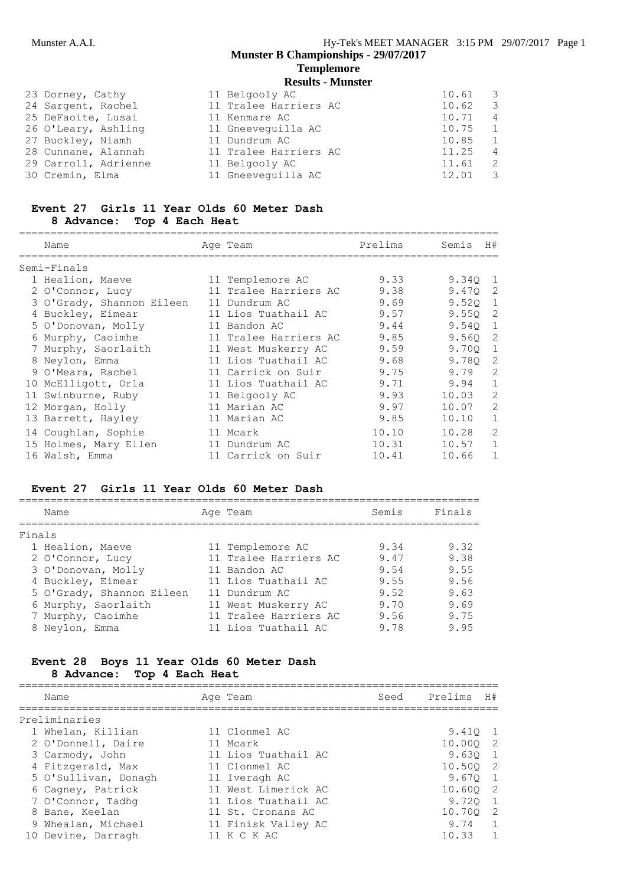| Name | Age | Team | Prelims | H# |
|---|---|---|---|---|
| 23 Dorney, Cathy | 11 | Belgooly AC | 10.61 | 3 |
| 24 Sargent, Rachel | 11 | Tralee Harriers AC | 10.62 | 3 |
| 25 DeFaoite, Lusai | 11 | Kenmare AC | 10.71 | 4 |
| 26 O'Leary, Ashling | 11 | Gneeveguilla AC | 10.75 | 1 |
| 27 Buckley, Niamh | 11 | Dundrum AC | 10.85 | 1 |
| 28 Cunnane, Alannah | 11 | Tralee Harriers AC | 11.25 | 4 |
| 29 Carroll, Adrienne | 11 | Belgooly AC | 11.61 | 2 |
| 30 Cremin, Elma | 11 | Gneeveguilla AC | 12.01 | 3 |

### Event 27 Girls 11 Year Olds 60 Meter Dash
**8 Advance: Top 4 Each Heat**

| Name | Age | Team | Prelims | Semis | H# |
|---|---|---|---|---|---|
| **Semi-Finals** | | | | | |
| 1 Healion, Maeve | 11 | Templemore AC | 9.33 | 9.34Q | 1 |
| 2 O'Connor, Lucy | 11 | Tralee Harriers AC | 9.38 | 9.47Q | 2 |
| 3 O'Grady, Shannon Eileen | 11 | Dundrum AC | 9.69 | 9.52Q | 1 |
| 4 Buckley, Eimear | 11 | Lios Tuathail AC | 9.57 | 9.55Q | 2 |
| 5 O'Donovan, Molly | 11 | Bandon AC | 9.44 | 9.54Q | 1 |
| 6 Murphy, Caoimhe | 11 | Tralee Harriers AC | 9.85 | 9.56Q | 2 |
| 7 Murphy, Saorlaith | 11 | West Muskerry AC | 9.59 | 9.70Q | 1 |
| 8 Neylon, Emma | 11 | Lios Tuathail AC | 9.68 | 9.78Q | 2 |
| 9 O'Meara, Rachel | 11 | Carrick on Suir | 9.75 | 9.79 | 2 |
| 10 McElligott, Orla | 11 | Lios Tuathail AC | 9.71 | 9.94 | 1 |
| 11 Swinburne, Ruby | 11 | Belgooly AC | 9.93 | 10.03 | 2 |
| 12 Morgan, Holly | 11 | Marian AC | 9.97 | 10.07 | 2 |
| 13 Barrett, Hayley | 11 | Marian AC | 9.85 | 10.10 | 1 |
| 14 Coughlan, Sophie | 11 | Mcark | 10.10 | 10.28 | 2 |
| 15 Holmes, Mary Ellen | 11 | Dundrum AC | 10.31 | 10.57 | 1 |
| 16 Walsh, Emma | 11 | Carrick on Suir | 10.41 | 10.66 | 1 |

### Event 27 Girls 11 Year Olds 60 Meter Dash

| Name | Age | Team | Semis | Finals |
|---|---|---|---|---|
| **Finals** | | | | |
| 1 Healion, Maeve | 11 | Templemore AC | 9.34 | 9.32 |
| 2 O'Connor, Lucy | 11 | Tralee Harriers AC | 9.47 | 9.38 |
| 3 O'Donovan, Molly | 11 | Bandon AC | 9.54 | 9.55 |
| 4 Buckley, Eimear | 11 | Lios Tuathail AC | 9.55 | 9.56 |
| 5 O'Grady, Shannon Eileen | 11 | Dundrum AC | 9.52 | 9.63 |
| 6 Murphy, Saorlaith | 11 | West Muskerry AC | 9.70 | 9.69 |
| 7 Murphy, Caoimhe | 11 | Tralee Harriers AC | 9.56 | 9.75 |
| 8 Neylon, Emma | 11 | Lios Tuathail AC | 9.78 | 9.95 |

### Event 28 Boys 11 Year Olds 60 Meter Dash
**8 Advance: Top 4 Each Heat**

| Name | Age | Team | Seed | Prelims | H# |
|---|---|---|---|---|---|
| **Preliminaries** | | | | | |
| 1 Whelan, Killian | 11 | Clonmel AC | | 9.41Q | 1 |
| 2 O'Donnell, Daire | 11 | Mcark | | 10.00Q | 2 |
| 3 Carmody, John | 11 | Lios Tuathail AC | | 9.63Q | 1 |
| 4 Fitzgerald, Max | 11 | Clonmel AC | | 10.50Q | 2 |
| 5 O'Sullivan, Donagh | 11 | Iveragh AC | | 9.67Q | 1 |
| 6 Cagney, Patrick | 11 | West Limerick AC | | 10.60Q | 2 |
| 7 O'Connor, Tadhg | 11 | Lios Tuathail AC | | 9.72Q | 1 |
| 8 Bane, Keelan | 11 | St. Cronans AC | | 10.70Q | 2 |
| 9 Whealan, Michael | 11 | Finisk Valley AC | | 9.74 | 1 |
| 10 Devine, Darragh | 11 | K C K AC | | 10.33 | 1 |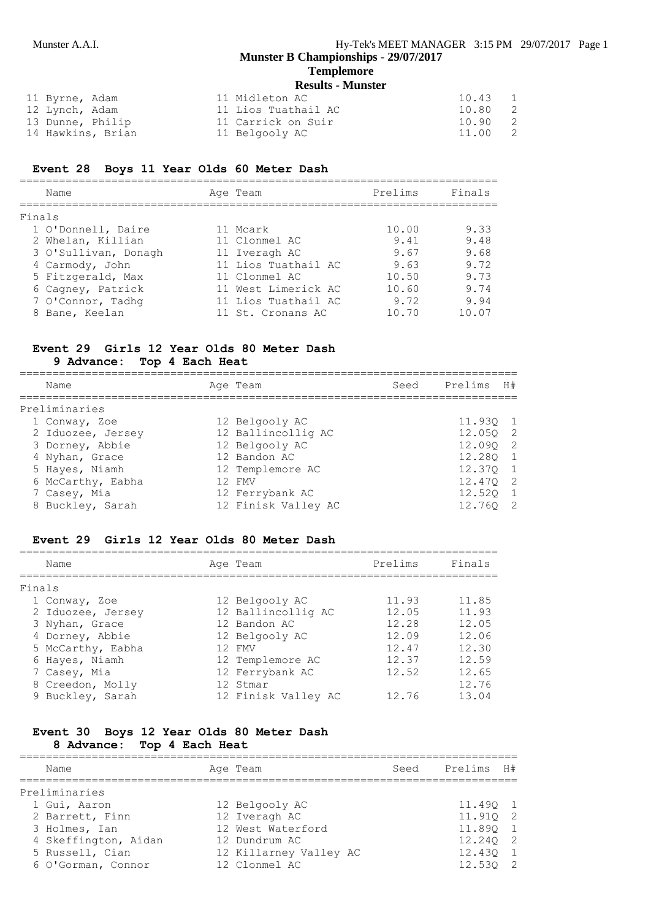| | | | |
|---|---|---|---|
| 11 Byrne, Adam | 11 Midleton AC | 10.43 | 1 |
| 12 Lynch, Adam | 11 Lios Tuathail AC | 10.80 | 2 |
| 13 Dunne, Philip | 11 Carrick on Suir | 10.90 | 2 |
| 14 Hawkins, Brian | 11 Belgooly AC | 11.00 | 2 |

## Event 28 Boys 11 Year Olds 60 Meter Dash

| Name | Age Team | Prelims | Finals |
|---|---|---|---|
| **Finals** | | | |
| 1 O'Donnell, Daire | 11 Mcark | 10.00 | 9.33 |
| 2 Whelan, Killian | 11 Clonmel AC | 9.41 | 9.48 |
| 3 O'Sullivan, Donagh | 11 Iveragh AC | 9.67 | 9.68 |
| 4 Carmody, John | 11 Lios Tuathail AC | 9.63 | 9.72 |
| 5 Fitzgerald, Max | 11 Clonmel AC | 10.50 | 9.73 |
| 6 Cagney, Patrick | 11 West Limerick AC | 10.60 | 9.74 |
| 7 O'Connor, Tadhg | 11 Lios Tuathail AC | 9.72 | 9.94 |
| 8 Bane, Keelan | 11 St. Cronans AC | 10.70 | 10.07 |

## Event 29 Girls 12 Year Olds 80 Meter Dash

9 Advance: Top 4 Each Heat

| Name | Age Team | Seed | Prelims | H# |
|---|---|---|---|---|
| **Preliminaries** | | | | |
| 1 Conway, Zoe | 12 Belgooly AC | | 11.93Q | 1 |
| 2 Iduozee, Jersey | 12 Ballincollig AC | | 12.05Q | 2 |
| 3 Dorney, Abbie | 12 Belgooly AC | | 12.09Q | 2 |
| 4 Nyhan, Grace | 12 Bandon AC | | 12.28Q | 1 |
| 5 Hayes, Niamh | 12 Templemore AC | | 12.37Q | 1 |
| 6 McCarthy, Eabha | 12 FMV | | 12.47Q | 2 |
| 7 Casey, Mia | 12 Ferrybank AC | | 12.52Q | 1 |
| 8 Buckley, Sarah | 12 Finisk Valley AC | | 12.76Q | 2 |

## Event 29 Girls 12 Year Olds 80 Meter Dash

| Name | Age Team | Prelims | Finals |
|---|---|---|---|
| **Finals** | | | |
| 1 Conway, Zoe | 12 Belgooly AC | 11.93 | 11.85 |
| 2 Iduozee, Jersey | 12 Ballincollig AC | 12.05 | 11.93 |
| 3 Nyhan, Grace | 12 Bandon AC | 12.28 | 12.05 |
| 4 Dorney, Abbie | 12 Belgooly AC | 12.09 | 12.06 |
| 5 McCarthy, Eabha | 12 FMV | 12.47 | 12.30 |
| 6 Hayes, Niamh | 12 Templemore AC | 12.37 | 12.59 |
| 7 Casey, Mia | 12 Ferrybank AC | 12.52 | 12.65 |
| 8 Creedon, Molly | 12 Stmar | | 12.76 |
| 9 Buckley, Sarah | 12 Finisk Valley AC | 12.76 | 13.04 |

## Event 30 Boys 12 Year Olds 80 Meter Dash

8 Advance: Top 4 Each Heat

| Name | Age Team | Seed | Prelims | H# |
|---|---|---|---|---|
| **Preliminaries** | | | | |
| 1 Gui, Aaron | 12 Belgooly AC | | 11.49Q | 1 |
| 2 Barrett, Finn | 12 Iveragh AC | | 11.91Q | 2 |
| 3 Holmes, Ian | 12 West Waterford | | 11.89Q | 1 |
| 4 Skeffington, Aidan | 12 Dundrum AC | | 12.24Q | 2 |
| 5 Russell, Cian | 12 Killarney Valley AC | | 12.43Q | 1 |
| 6 O'Gorman, Connor | 12 Clonmel AC | | 12.53Q | 2 |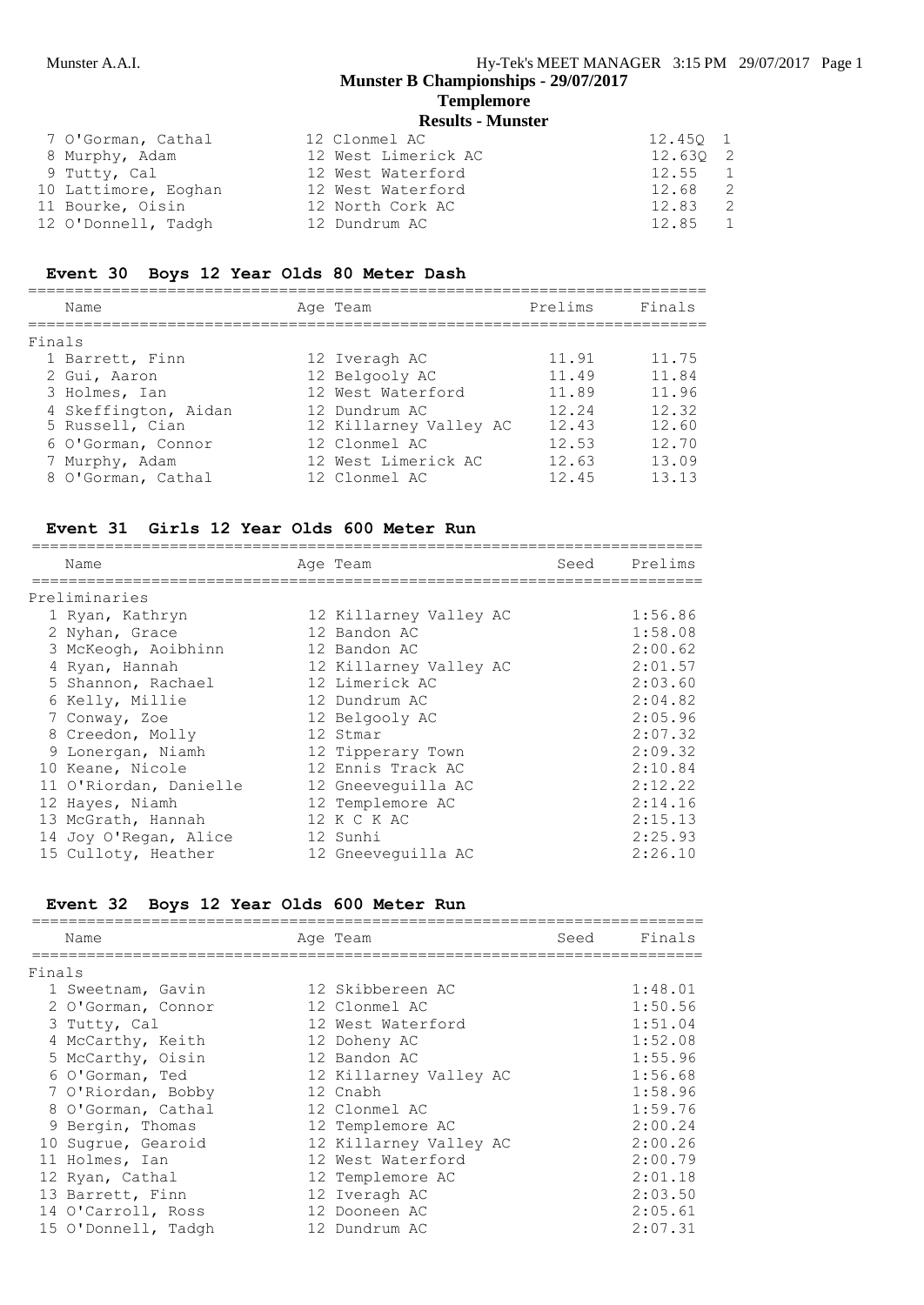| | Name | Age | Team | Prelims | H# |
|---|---|---|---|---|---|
| 7 | O'Gorman, Cathal | 12 | Clonmel AC | 12.45Q | 1 |
| 8 | Murphy, Adam | 12 | West Limerick AC | 12.63Q | 2 |
| 9 | Tutty, Cal | 12 | West Waterford | 12.55 | 1 |
| 10 | Lattimore, Eoghan | 12 | West Waterford | 12.68 | 2 |
| 11 | Bourke, Oisin | 12 | North Cork AC | 12.83 | 2 |
| 12 | O'Donnell, Tadgh | 12 | Dundrum AC | 12.85 | 1 |

### Event 30 Boys 12 Year Olds 80 Meter Dash

| | Name | Age | Team | Prelims | Finals |
|---|---|---|---|---|---|
| **Finals** | | | | | |
| 1 | Barrett, Finn | 12 | Iveragh AC | 11.91 | 11.75 |
| 2 | Gui, Aaron | 12 | Belgooly AC | 11.49 | 11.84 |
| 3 | Holmes, Ian | 12 | West Waterford | 11.89 | 11.96 |
| 4 | Skeffington, Aidan | 12 | Dundrum AC | 12.24 | 12.32 |
| 5 | Russell, Cian | 12 | Killarney Valley AC | 12.43 | 12.60 |
| 6 | O'Gorman, Connor | 12 | Clonmel AC | 12.53 | 12.70 |
| 7 | Murphy, Adam | 12 | West Limerick AC | 12.63 | 13.09 |
| 8 | O'Gorman, Cathal | 12 | Clonmel AC | 12.45 | 13.13 |

### Event 31 Girls 12 Year Olds 600 Meter Run

| | Name | Age | Team | Seed | Prelims |
|---|---|---|---|---|---|
| **Preliminaries** | | | | | |
| 1 | Ryan, Kathryn | 12 | Killarney Valley AC | | 1:56.86 |
| 2 | Nyhan, Grace | 12 | Bandon AC | | 1:58.08 |
| 3 | McKeogh, Aoibhinn | 12 | Bandon AC | | 2:00.62 |
| 4 | Ryan, Hannah | 12 | Killarney Valley AC | | 2:01.57 |
| 5 | Shannon, Rachael | 12 | Limerick AC | | 2:03.60 |
| 6 | Kelly, Millie | 12 | Dundrum AC | | 2:04.82 |
| 7 | Conway, Zoe | 12 | Belgooly AC | | 2:05.96 |
| 8 | Creedon, Molly | 12 | Stmar | | 2:07.32 |
| 9 | Lonergan, Niamh | 12 | Tipperary Town | | 2:09.32 |
| 10 | Keane, Nicole | 12 | Ennis Track AC | | 2:10.84 |
| 11 | O'Riordan, Danielle | 12 | Gneeveguilla AC | | 2:12.22 |
| 12 | Hayes, Niamh | 12 | Templemore AC | | 2:14.16 |
| 13 | McGrath, Hannah | 12 | K C K AC | | 2:15.13 |
| 14 | Joy O'Regan, Alice | 12 | Sunhi | | 2:25.93 |
| 15 | Culloty, Heather | 12 | Gneeveguilla AC | | 2:26.10 |

### Event 32 Boys 12 Year Olds 600 Meter Run

| | Name | Age | Team | Seed | Finals |
|---|---|---|---|---|---|
| **Finals** | | | | | |
| 1 | Sweetnam, Gavin | 12 | Skibbereen AC | | 1:48.01 |
| 2 | O'Gorman, Connor | 12 | Clonmel AC | | 1:50.56 |
| 3 | Tutty, Cal | 12 | West Waterford | | 1:51.04 |
| 4 | McCarthy, Keith | 12 | Doheny AC | | 1:52.08 |
| 5 | McCarthy, Oisin | 12 | Bandon AC | | 1:55.96 |
| 6 | O'Gorman, Ted | 12 | Killarney Valley AC | | 1:56.68 |
| 7 | O'Riordan, Bobby | 12 | Cnabh | | 1:58.96 |
| 8 | O'Gorman, Cathal | 12 | Clonmel AC | | 1:59.76 |
| 9 | Bergin, Thomas | 12 | Templemore AC | | 2:00.24 |
| 10 | Sugrue, Gearoid | 12 | Killarney Valley AC | | 2:00.26 |
| 11 | Holmes, Ian | 12 | West Waterford | | 2:00.79 |
| 12 | Ryan, Cathal | 12 | Templemore AC | | 2:01.18 |
| 13 | Barrett, Finn | 12 | Iveragh AC | | 2:03.50 |
| 14 | O'Carroll, Ross | 12 | Dooneen AC | | 2:05.61 |
| 15 | O'Donnell, Tadgh | 12 | Dundrum AC | | 2:07.31 |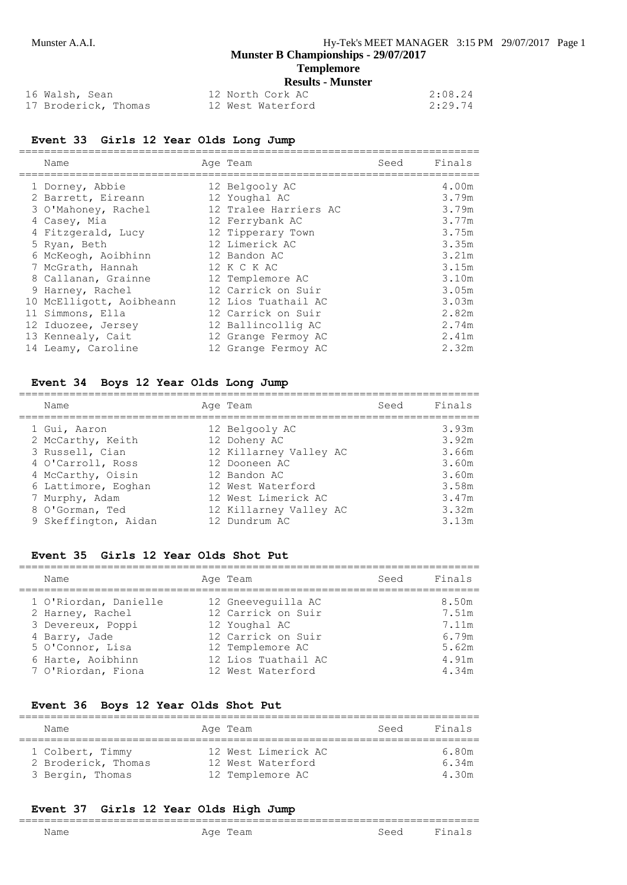| | | |
|---|---|---|
| 16 Walsh, Sean | 12 North Cork AC | 2:08.24 |
| 17 Broderick, Thomas | 12 West Waterford | 2:29.74 |

### Event 33 Girls 12 Year Olds Long Jump

| Name | Age | Team | Seed | Finals |
|---|---|---|---|---|
| 1 Dorney, Abbie | 12 | Belgooly AC | | 4.00m |
| 2 Barrett, Eireann | 12 | Youghal AC | | 3.79m |
| 3 O'Mahoney, Rachel | 12 | Tralee Harriers AC | | 3.79m |
| 4 Casey, Mia | 12 | Ferrybank AC | | 3.77m |
| 4 Fitzgerald, Lucy | 12 | Tipperary Town | | 3.75m |
| 5 Ryan, Beth | 12 | Limerick AC | | 3.35m |
| 6 McKeogh, Aoibhinn | 12 | Bandon AC | | 3.21m |
| 7 McGrath, Hannah | 12 | K C K AC | | 3.15m |
| 8 Callanan, Grainne | 12 | Templemore AC | | 3.10m |
| 9 Harney, Rachel | 12 | Carrick on Suir | | 3.05m |
| 10 McElligott, Aoibheann | 12 | Lios Tuathail AC | | 3.03m |
| 11 Simmons, Ella | 12 | Carrick on Suir | | 2.82m |
| 12 Iduozee, Jersey | 12 | Ballincollig AC | | 2.74m |
| 13 Kennealy, Cait | 12 | Grange Fermoy AC | | 2.41m |
| 14 Leamy, Caroline | 12 | Grange Fermoy AC | | 2.32m |

### Event 34 Boys 12 Year Olds Long Jump

| Name | Age | Team | Seed | Finals |
|---|---|---|---|---|
| 1 Gui, Aaron | 12 | Belgooly AC | | 3.93m |
| 2 McCarthy, Keith | 12 | Doheny AC | | 3.92m |
| 3 Russell, Cian | 12 | Killarney Valley AC | | 3.66m |
| 4 O'Carroll, Ross | 12 | Dooneen AC | | 3.60m |
| 4 McCarthy, Oisin | 12 | Bandon AC | | 3.60m |
| 6 Lattimore, Eoghan | 12 | West Waterford | | 3.58m |
| 7 Murphy, Adam | 12 | West Limerick AC | | 3.47m |
| 8 O'Gorman, Ted | 12 | Killarney Valley AC | | 3.32m |
| 9 Skeffington, Aidan | 12 | Dundrum AC | | 3.13m |

### Event 35 Girls 12 Year Olds Shot Put

| Name | Age | Team | Seed | Finals |
|---|---|---|---|---|
| 1 O'Riordan, Danielle | 12 | Gneeveguilla AC | | 8.50m |
| 2 Harney, Rachel | 12 | Carrick on Suir | | 7.51m |
| 3 Devereux, Poppi | 12 | Youghal AC | | 7.11m |
| 4 Barry, Jade | 12 | Carrick on Suir | | 6.79m |
| 5 O'Connor, Lisa | 12 | Templemore AC | | 5.62m |
| 6 Harte, Aoibhinn | 12 | Lios Tuathail AC | | 4.91m |
| 7 O'Riordan, Fiona | 12 | West Waterford | | 4.34m |

### Event 36 Boys 12 Year Olds Shot Put

| Name | Age | Team | Seed | Finals |
|---|---|---|---|---|
| 1 Colbert, Timmy | 12 | West Limerick AC | | 6.80m |
| 2 Broderick, Thomas | 12 | West Waterford | | 6.34m |
| 3 Bergin, Thomas | 12 | Templemore AC | | 4.30m |

### Event 37 Girls 12 Year Olds High Jump

| Name | Age | Team | Seed | Finals |
|---|---|---|---|---|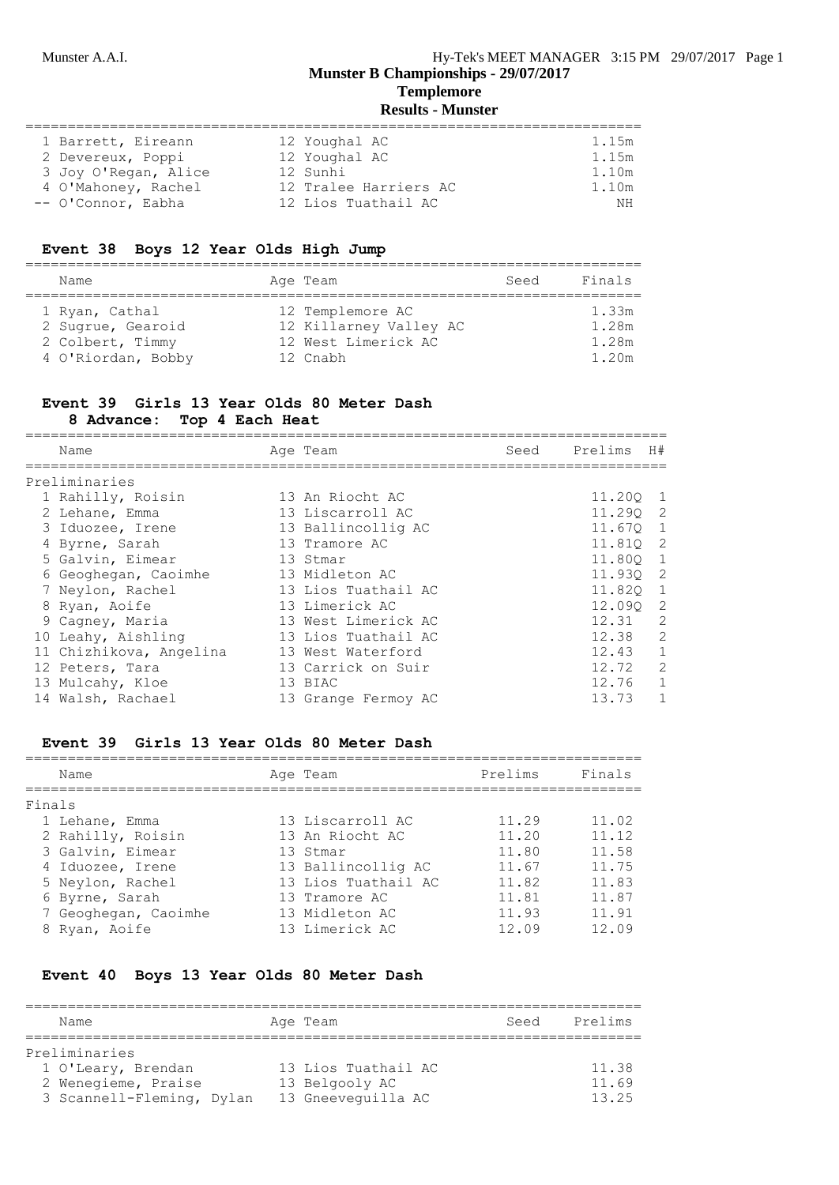| Place | Name | Age | Team | Finals |
|---|---|---|---|---|
| 1 | Barrett, Eireann | 12 | Youghal AC | 1.15m |
| 2 | Devereux, Poppi | 12 | Youghal AC | 1.15m |
| 3 | Joy O'Regan, Alice | 12 | Sunhi | 1.10m |
| 4 | O'Mahoney, Rachel | 12 | Tralee Harriers AC | 1.10m |
| -- | O'Connor, Eabha | 12 | Lios Tuathail AC | NH |

## Event 38 Boys 12 Year Olds High Jump

| Place | Name | Age | Team | Seed | Finals |
|---|---|---|---|---|---|
| 1 | Ryan, Cathal | 12 | Templemore AC | | 1.33m |
| 2 | Sugrue, Gearoid | 12 | Killarney Valley AC | | 1.28m |
| 2 | Colbert, Timmy | 12 | West Limerick AC | | 1.28m |
| 4 | O'Riordan, Bobby | 12 | Cnabh | | 1.20m |

## Event 39 Girls 13 Year Olds 80 Meter Dash

**8 Advance: Top 4 Each Heat**

Preliminaries

| Place | Name | Age | Team | Seed | Prelims | H# |
|---|---|---|---|---|---|---|
| 1 | Rahilly, Roisin | 13 | An Riocht AC | | 11.20Q | 1 |
| 2 | Lehane, Emma | 13 | Liscarroll AC | | 11.29Q | 2 |
| 3 | Iduozee, Irene | 13 | Ballincollig AC | | 11.67Q | 1 |
| 4 | Byrne, Sarah | 13 | Tramore AC | | 11.81Q | 2 |
| 5 | Galvin, Eimear | 13 | Stmar | | 11.80Q | 1 |
| 6 | Geoghegan, Caoimhe | 13 | Midleton AC | | 11.93Q | 2 |
| 7 | Neylon, Rachel | 13 | Lios Tuathail AC | | 11.82Q | 1 |
| 8 | Ryan, Aoife | 13 | Limerick AC | | 12.09Q | 2 |
| 9 | Cagney, Maria | 13 | West Limerick AC | | 12.31 | 2 |
| 10 | Leahy, Aishling | 13 | Lios Tuathail AC | | 12.38 | 2 |
| 11 | Chizhikova, Angelina | 13 | West Waterford | | 12.43 | 1 |
| 12 | Peters, Tara | 13 | Carrick on Suir | | 12.72 | 2 |
| 13 | Mulcahy, Kloe | 13 | BIAC | | 12.76 | 1 |
| 14 | Walsh, Rachael | 13 | Grange Fermoy AC | | 13.73 | 1 |

## Event 39 Girls 13 Year Olds 80 Meter Dash

Finals

| Place | Name | Age | Team | Prelims | Finals |
|---|---|---|---|---|---|
| 1 | Lehane, Emma | 13 | Liscarroll AC | 11.29 | 11.02 |
| 2 | Rahilly, Roisin | 13 | An Riocht AC | 11.20 | 11.12 |
| 3 | Galvin, Eimear | 13 | Stmar | 11.80 | 11.58 |
| 4 | Iduozee, Irene | 13 | Ballincollig AC | 11.67 | 11.75 |
| 5 | Neylon, Rachel | 13 | Lios Tuathail AC | 11.82 | 11.83 |
| 6 | Byrne, Sarah | 13 | Tramore AC | 11.81 | 11.87 |
| 7 | Geoghegan, Caoimhe | 13 | Midleton AC | 11.93 | 11.91 |
| 8 | Ryan, Aoife | 13 | Limerick AC | 12.09 | 12.09 |

## Event 40 Boys 13 Year Olds 80 Meter Dash

Preliminaries

| Place | Name | Age | Team | Seed | Prelims |
|---|---|---|---|---|---|
| 1 | O'Leary, Brendan | 13 | Lios Tuathail AC | | 11.38 |
| 2 | Wenegieme, Praise | 13 | Belgooly AC | | 11.69 |
| 3 | Scannell-Fleming, Dylan | 13 | Gneeveguilla AC | | 13.25 |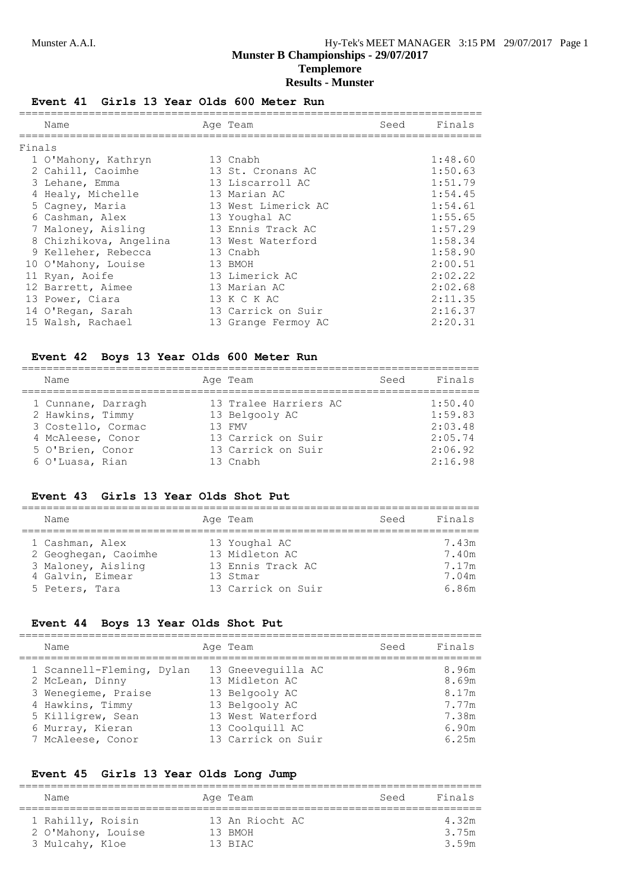## Munster B Championships - 29/07/2017

## Templemore

## Results - Munster

### Event 41 Girls 13 Year Olds 600 Meter Run

| Name | Age | Team | Seed | Finals |
|---|---|---|---|---|
| **Finals** | | | | |
| 1 O'Mahony, Kathryn | 13 | Cnabh | | 1:48.60 |
| 2 Cahill, Caoimhe | 13 | St. Cronans AC | | 1:50.63 |
| 3 Lehane, Emma | 13 | Liscarroll AC | | 1:51.79 |
| 4 Healy, Michelle | 13 | Marian AC | | 1:54.45 |
| 5 Cagney, Maria | 13 | West Limerick AC | | 1:54.61 |
| 6 Cashman, Alex | 13 | Youghal AC | | 1:55.65 |
| 7 Maloney, Aisling | 13 | Ennis Track AC | | 1:57.29 |
| 8 Chizhikova, Angelina | 13 | West Waterford | | 1:58.34 |
| 9 Kelleher, Rebecca | 13 | Cnabh | | 1:58.90 |
| 10 O'Mahony, Louise | 13 | BMOH | | 2:00.51 |
| 11 Ryan, Aoife | 13 | Limerick AC | | 2:02.22 |
| 12 Barrett, Aimee | 13 | Marian AC | | 2:02.68 |
| 13 Power, Ciara | 13 | K C K AC | | 2:11.35 |
| 14 O'Regan, Sarah | 13 | Carrick on Suir | | 2:16.37 |
| 15 Walsh, Rachael | 13 | Grange Fermoy AC | | 2:20.31 |

### Event 42 Boys 13 Year Olds 600 Meter Run

| Name | Age | Team | Seed | Finals |
|---|---|---|---|---|
| 1 Cunnane, Darragh | 13 | Tralee Harriers AC | | 1:50.40 |
| 2 Hawkins, Timmy | 13 | Belgooly AC | | 1:59.83 |
| 3 Costello, Cormac | 13 | FMV | | 2:03.48 |
| 4 McAleese, Conor | 13 | Carrick on Suir | | 2:05.74 |
| 5 O'Brien, Conor | 13 | Carrick on Suir | | 2:06.92 |
| 6 O'Luasa, Rian | 13 | Cnabh | | 2:16.98 |

### Event 43 Girls 13 Year Olds Shot Put

| Name | Age | Team | Seed | Finals |
|---|---|---|---|---|
| 1 Cashman, Alex | 13 | Youghal AC | | 7.43m |
| 2 Geoghegan, Caoimhe | 13 | Midleton AC | | 7.40m |
| 3 Maloney, Aisling | 13 | Ennis Track AC | | 7.17m |
| 4 Galvin, Eimear | 13 | Stmar | | 7.04m |
| 5 Peters, Tara | 13 | Carrick on Suir | | 6.86m |

### Event 44 Boys 13 Year Olds Shot Put

| Name | Age | Team | Seed | Finals |
|---|---|---|---|---|
| 1 Scannell-Fleming, Dylan | 13 | Gneeveguilla AC | | 8.96m |
| 2 McLean, Dinny | 13 | Midleton AC | | 8.69m |
| 3 Wenegieme, Praise | 13 | Belgooly AC | | 8.17m |
| 4 Hawkins, Timmy | 13 | Belgooly AC | | 7.77m |
| 5 Killigrew, Sean | 13 | West Waterford | | 7.38m |
| 6 Murray, Kieran | 13 | Coolquill AC | | 6.90m |
| 7 McAleese, Conor | 13 | Carrick on Suir | | 6.25m |

### Event 45 Girls 13 Year Olds Long Jump

| Name | Age | Team | Seed | Finals |
|---|---|---|---|---|
| 1 Rahilly, Roisin | 13 | An Riocht AC | | 4.32m |
| 2 O'Mahony, Louise | 13 | BMOH | | 3.75m |
| 3 Mulcahy, Kloe | 13 | BIAC | | 3.59m |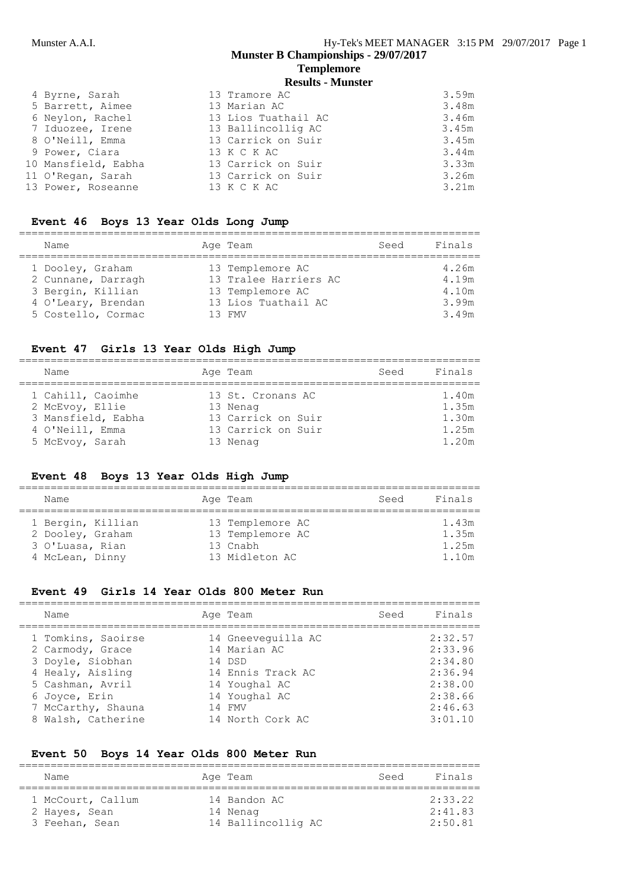| | | |
|---|---|---|
| 4 Byrne, Sarah | 13 Tramore AC | 3.59m |
| 5 Barrett, Aimee | 13 Marian AC | 3.48m |
| 6 Neylon, Rachel | 13 Lios Tuathail AC | 3.46m |
| 7 Iduozee, Irene | 13 Ballincollig AC | 3.45m |
| 8 O'Neill, Emma | 13 Carrick on Suir | 3.45m |
| 9 Power, Ciara | 13 K C K AC | 3.44m |
| 10 Mansfield, Eabha | 13 Carrick on Suir | 3.33m |
| 11 O'Regan, Sarah | 13 Carrick on Suir | 3.26m |
| 13 Power, Roseanne | 13 K C K AC | 3.21m |

### Event 46 Boys 13 Year Olds Long Jump

| Name | Age Team | Seed | Finals |
|---|---|---|---|
| 1 Dooley, Graham | 13 Templemore AC | | 4.26m |
| 2 Cunnane, Darragh | 13 Tralee Harriers AC | | 4.19m |
| 3 Bergin, Killian | 13 Templemore AC | | 4.10m |
| 4 O'Leary, Brendan | 13 Lios Tuathail AC | | 3.99m |
| 5 Costello, Cormac | 13 FMV | | 3.49m |

### Event 47 Girls 13 Year Olds High Jump

| Name | Age Team | Seed | Finals |
|---|---|---|---|
| 1 Cahill, Caoimhe | 13 St. Cronans AC | | 1.40m |
| 2 McEvoy, Ellie | 13 Nenag | | 1.35m |
| 3 Mansfield, Eabha | 13 Carrick on Suir | | 1.30m |
| 4 O'Neill, Emma | 13 Carrick on Suir | | 1.25m |
| 5 McEvoy, Sarah | 13 Nenag | | 1.20m |

### Event 48 Boys 13 Year Olds High Jump

| Name | Age Team | Seed | Finals |
|---|---|---|---|
| 1 Bergin, Killian | 13 Templemore AC | | 1.43m |
| 2 Dooley, Graham | 13 Templemore AC | | 1.35m |
| 3 O'Luasa, Rian | 13 Cnabh | | 1.25m |
| 4 McLean, Dinny | 13 Midleton AC | | 1.10m |

### Event 49 Girls 14 Year Olds 800 Meter Run

| Name | Age Team | Seed | Finals |
|---|---|---|---|
| 1 Tomkins, Saoirse | 14 Gneeveguilla AC | | 2:32.57 |
| 2 Carmody, Grace | 14 Marian AC | | 2:33.96 |
| 3 Doyle, Siobhan | 14 DSD | | 2:34.80 |
| 4 Healy, Aisling | 14 Ennis Track AC | | 2:36.94 |
| 5 Cashman, Avril | 14 Youghal AC | | 2:38.00 |
| 6 Joyce, Erin | 14 Youghal AC | | 2:38.66 |
| 7 McCarthy, Shauna | 14 FMV | | 2:46.63 |
| 8 Walsh, Catherine | 14 North Cork AC | | 3:01.10 |

### Event 50 Boys 14 Year Olds 800 Meter Run

| Name | Age Team | Seed | Finals |
|---|---|---|---|
| 1 McCourt, Callum | 14 Bandon AC | | 2:33.22 |
| 2 Hayes, Sean | 14 Nenag | | 2:41.83 |
| 3 Feehan, Sean | 14 Ballincollig AC | | 2:50.81 |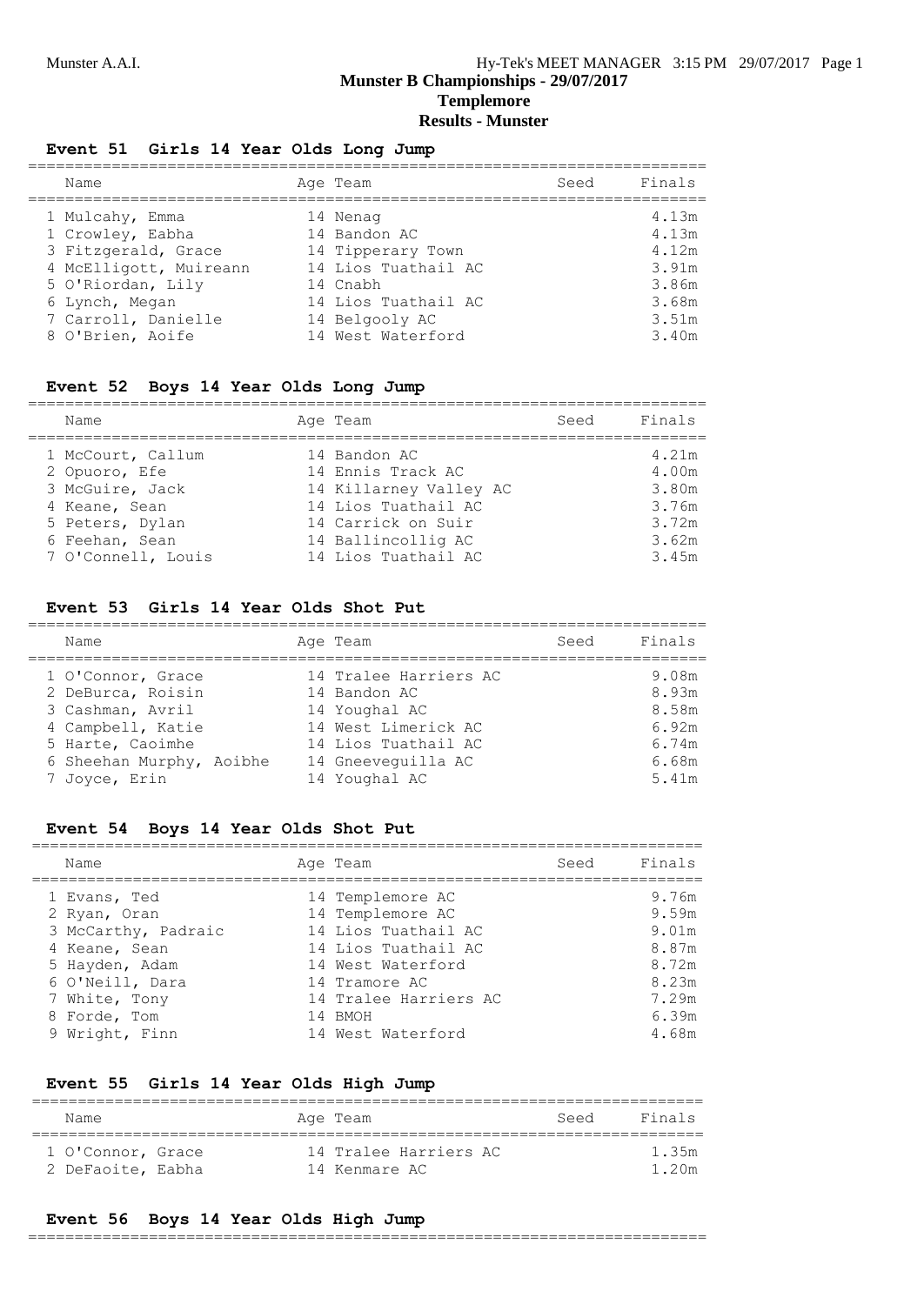## Munster B Championships - 29/07/2017
## Templemore
## Results - Munster

### Event 51 Girls 14 Year Olds Long Jump

| Name | Age | Team | Seed | Finals |
|---|---|---|---|---|
| 1 Mulcahy, Emma | 14 | Nenag | | 4.13m |
| 1 Crowley, Eabha | 14 | Bandon AC | | 4.13m |
| 3 Fitzgerald, Grace | 14 | Tipperary Town | | 4.12m |
| 4 McElligott, Muireann | 14 | Lios Tuathail AC | | 3.91m |
| 5 O'Riordan, Lily | 14 | Cnabh | | 3.86m |
| 6 Lynch, Megan | 14 | Lios Tuathail AC | | 3.68m |
| 7 Carroll, Danielle | 14 | Belgooly AC | | 3.51m |
| 8 O'Brien, Aoife | 14 | West Waterford | | 3.40m |

### Event 52 Boys 14 Year Olds Long Jump

| Name | Age | Team | Seed | Finals |
|---|---|---|---|---|
| 1 McCourt, Callum | 14 | Bandon AC | | 4.21m |
| 2 Opuoro, Efe | 14 | Ennis Track AC | | 4.00m |
| 3 McGuire, Jack | 14 | Killarney Valley AC | | 3.80m |
| 4 Keane, Sean | 14 | Lios Tuathail AC | | 3.76m |
| 5 Peters, Dylan | 14 | Carrick on Suir | | 3.72m |
| 6 Feehan, Sean | 14 | Ballincollig AC | | 3.62m |
| 7 O'Connell, Louis | 14 | Lios Tuathail AC | | 3.45m |

### Event 53 Girls 14 Year Olds Shot Put

| Name | Age | Team | Seed | Finals |
|---|---|---|---|---|
| 1 O'Connor, Grace | 14 | Tralee Harriers AC | | 9.08m |
| 2 DeBurca, Roisin | 14 | Bandon AC | | 8.93m |
| 3 Cashman, Avril | 14 | Youghal AC | | 8.58m |
| 4 Campbell, Katie | 14 | West Limerick AC | | 6.92m |
| 5 Harte, Caoimhe | 14 | Lios Tuathail AC | | 6.74m |
| 6 Sheehan Murphy, Aoibhe | 14 | Gneeveguilla AC | | 6.68m |
| 7 Joyce, Erin | 14 | Youghal AC | | 5.41m |

### Event 54 Boys 14 Year Olds Shot Put

| Name | Age | Team | Seed | Finals |
|---|---|---|---|---|
| 1 Evans, Ted | 14 | Templemore AC | | 9.76m |
| 2 Ryan, Oran | 14 | Templemore AC | | 9.59m |
| 3 McCarthy, Padraic | 14 | Lios Tuathail AC | | 9.01m |
| 4 Keane, Sean | 14 | Lios Tuathail AC | | 8.87m |
| 5 Hayden, Adam | 14 | West Waterford | | 8.72m |
| 6 O'Neill, Dara | 14 | Tramore AC | | 8.23m |
| 7 White, Tony | 14 | Tralee Harriers AC | | 7.29m |
| 8 Forde, Tom | 14 | BMOH | | 6.39m |
| 9 Wright, Finn | 14 | West Waterford | | 4.68m |

### Event 55 Girls 14 Year Olds High Jump

| Name | Age | Team | Seed | Finals |
|---|---|---|---|---|
| 1 O'Connor, Grace | 14 | Tralee Harriers AC | | 1.35m |
| 2 DeFaoite, Eabha | 14 | Kenmare AC | | 1.20m |

### Event 56 Boys 14 Year Olds High Jump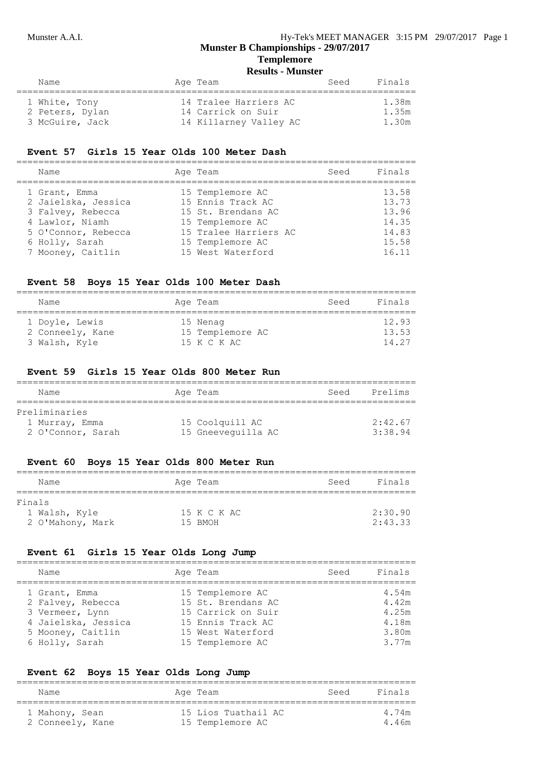# Munster B Championships - 29/07/2017

## Templemore

### Results - Munster

| Name | Age | Team | Seed | Finals |
|---|---|---|---|---|
| 1 White, Tony | 14 | Tralee Harriers AC | | 1.38m |
| 2 Peters, Dylan | 14 | Carrick on Suir | | 1.35m |
| 3 McGuire, Jack | 14 | Killarney Valley AC | | 1.30m |

### Event 57 Girls 15 Year Olds 100 Meter Dash

| Name | Age | Team | Seed | Finals |
|---|---|---|---|---|
| 1 Grant, Emma | 15 | Templemore AC | | 13.58 |
| 2 Jaielska, Jessica | 15 | Ennis Track AC | | 13.73 |
| 3 Falvey, Rebecca | 15 | St. Brendans AC | | 13.96 |
| 4 Lawlor, Niamh | 15 | Templemore AC | | 14.35 |
| 5 O'Connor, Rebecca | 15 | Tralee Harriers AC | | 14.83 |
| 6 Holly, Sarah | 15 | Templemore AC | | 15.58 |
| 7 Mooney, Caitlin | 15 | West Waterford | | 16.11 |

### Event 58 Boys 15 Year Olds 100 Meter Dash

| Name | Age | Team | Seed | Finals |
|---|---|---|---|---|
| 1 Doyle, Lewis | 15 | Nenag | | 12.93 |
| 2 Conneely, Kane | 15 | Templemore AC | | 13.53 |
| 3 Walsh, Kyle | 15 | K C K AC | | 14.27 |

### Event 59 Girls 15 Year Olds 800 Meter Run

| Name | Age | Team | Seed | Prelims |
|---|---|---|---|---|
| Preliminaries | | | | |
| 1 Murray, Emma | 15 | Coolquill AC | | 2:42.67 |
| 2 O'Connor, Sarah | 15 | Gneeveguilla AC | | 3:38.94 |

### Event 60 Boys 15 Year Olds 800 Meter Run

| Name | Age | Team | Seed | Finals |
|---|---|---|---|---|
| Finals | | | | |
| 1 Walsh, Kyle | 15 | K C K AC | | 2:30.90 |
| 2 O'Mahony, Mark | 15 | BMOH | | 2:43.33 |

### Event 61 Girls 15 Year Olds Long Jump

| Name | Age | Team | Seed | Finals |
|---|---|---|---|---|
| 1 Grant, Emma | 15 | Templemore AC | | 4.54m |
| 2 Falvey, Rebecca | 15 | St. Brendans AC | | 4.42m |
| 3 Vermeer, Lynn | 15 | Carrick on Suir | | 4.25m |
| 4 Jaielska, Jessica | 15 | Ennis Track AC | | 4.18m |
| 5 Mooney, Caitlin | 15 | West Waterford | | 3.80m |
| 6 Holly, Sarah | 15 | Templemore AC | | 3.77m |

### Event 62 Boys 15 Year Olds Long Jump

| Name | Age | Team | Seed | Finals |
|---|---|---|---|---|
| 1 Mahony, Sean | 15 | Lios Tuathail AC | | 4.74m |
| 2 Conneely, Kane | 15 | Templemore AC | | 4.46m |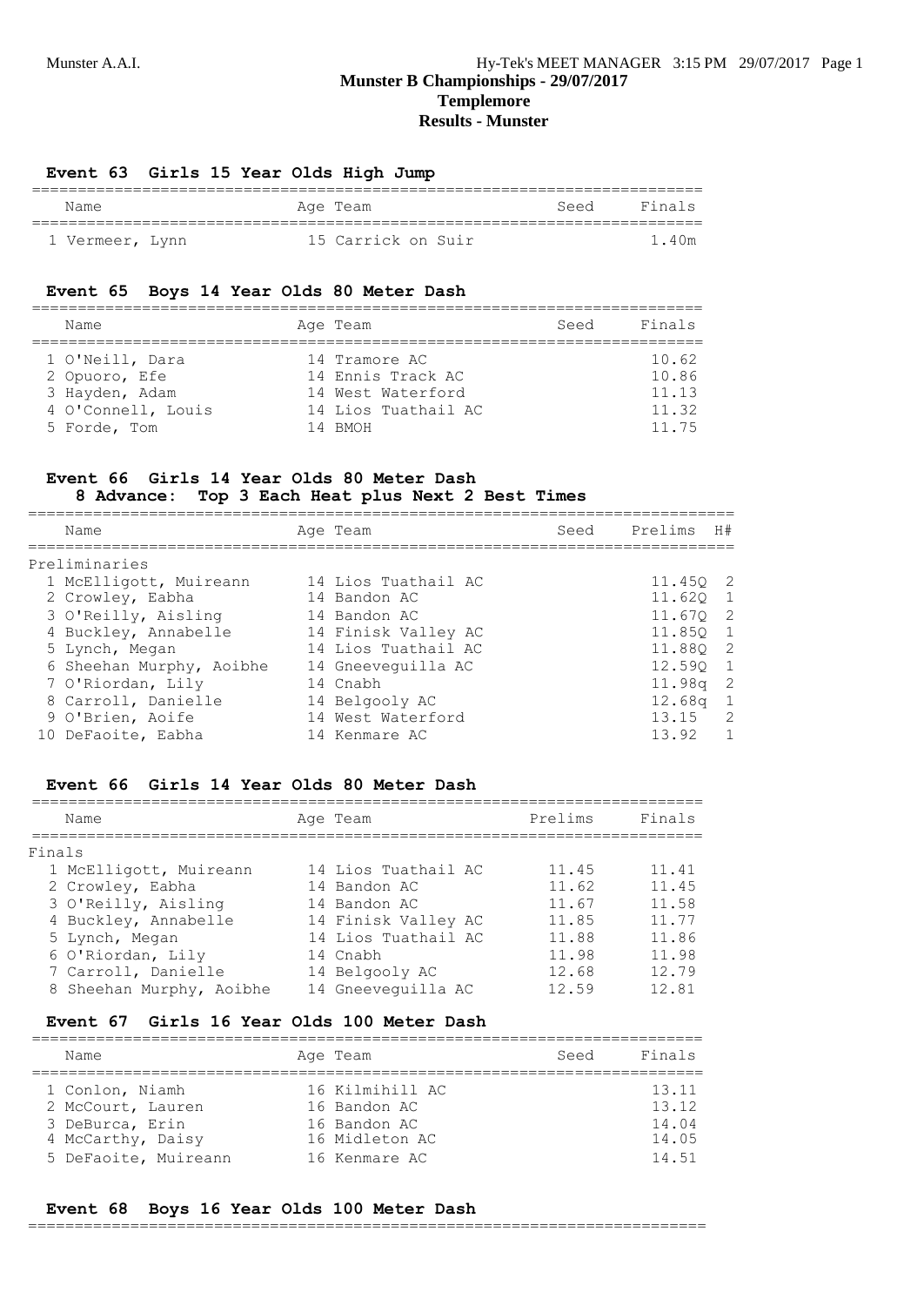## Munster B Championships - 29/07/2017
## Templemore
## Results - Munster

### Event 63 Girls 15 Year Olds High Jump

| Name | Age | Team | Seed | Finals |
|---|---|---|---|---|
| 1 Vermeer, Lynn | 15 | Carrick on Suir | | 1.40m |

### Event 65 Boys 14 Year Olds 80 Meter Dash

| Name | Age | Team | Seed | Finals |
|---|---|---|---|---|
| 1 O'Neill, Dara | 14 | Tramore AC | | 10.62 |
| 2 Opuoro, Efe | 14 | Ennis Track AC | | 10.86 |
| 3 Hayden, Adam | 14 | West Waterford | | 11.13 |
| 4 O'Connell, Louis | 14 | Lios Tuathail AC | | 11.32 |
| 5 Forde, Tom | 14 | BMOH | | 11.75 |

### Event 66 Girls 14 Year Olds 80 Meter Dash
**8 Advance: Top 3 Each Heat plus Next 2 Best Times**

| Name | Age | Team | Seed | Prelims | H# |
|---|---|---|---|---|---|
| Preliminaries | | | | | |
| 1 McElligott, Muireann | 14 | Lios Tuathail AC | | 11.45Q | 2 |
| 2 Crowley, Eabha | 14 | Bandon AC | | 11.62Q | 1 |
| 3 O'Reilly, Aisling | 14 | Bandon AC | | 11.67Q | 2 |
| 4 Buckley, Annabelle | 14 | Finisk Valley AC | | 11.85Q | 1 |
| 5 Lynch, Megan | 14 | Lios Tuathail AC | | 11.88Q | 2 |
| 6 Sheehan Murphy, Aoibhe | 14 | Gneeveguilla AC | | 12.59Q | 1 |
| 7 O'Riordan, Lily | 14 | Cnabh | | 11.98q | 2 |
| 8 Carroll, Danielle | 14 | Belgooly AC | | 12.68q | 1 |
| 9 O'Brien, Aoife | 14 | West Waterford | | 13.15 | 2 |
| 10 DeFaoite, Eabha | 14 | Kenmare AC | | 13.92 | 1 |

### Event 66 Girls 14 Year Olds 80 Meter Dash

| Name | Age | Team | Prelims | Finals |
|---|---|---|---|---|
| Finals | | | | |
| 1 McElligott, Muireann | 14 | Lios Tuathail AC | 11.45 | 11.41 |
| 2 Crowley, Eabha | 14 | Bandon AC | 11.62 | 11.45 |
| 3 O'Reilly, Aisling | 14 | Bandon AC | 11.67 | 11.58 |
| 4 Buckley, Annabelle | 14 | Finisk Valley AC | 11.85 | 11.77 |
| 5 Lynch, Megan | 14 | Lios Tuathail AC | 11.88 | 11.86 |
| 6 O'Riordan, Lily | 14 | Cnabh | 11.98 | 11.98 |
| 7 Carroll, Danielle | 14 | Belgooly AC | 12.68 | 12.79 |
| 8 Sheehan Murphy, Aoibhe | 14 | Gneeveguilla AC | 12.59 | 12.81 |

### Event 67 Girls 16 Year Olds 100 Meter Dash

| Name | Age | Team | Seed | Finals |
|---|---|---|---|---|
| 1 Conlon, Niamh | 16 | Kilmihill AC | | 13.11 |
| 2 McCourt, Lauren | 16 | Bandon AC | | 13.12 |
| 3 DeBurca, Erin | 16 | Bandon AC | | 14.04 |
| 4 McCarthy, Daisy | 16 | Midleton AC | | 14.05 |
| 5 DeFaoite, Muireann | 16 | Kenmare AC | | 14.51 |

### Event 68 Boys 16 Year Olds 100 Meter Dash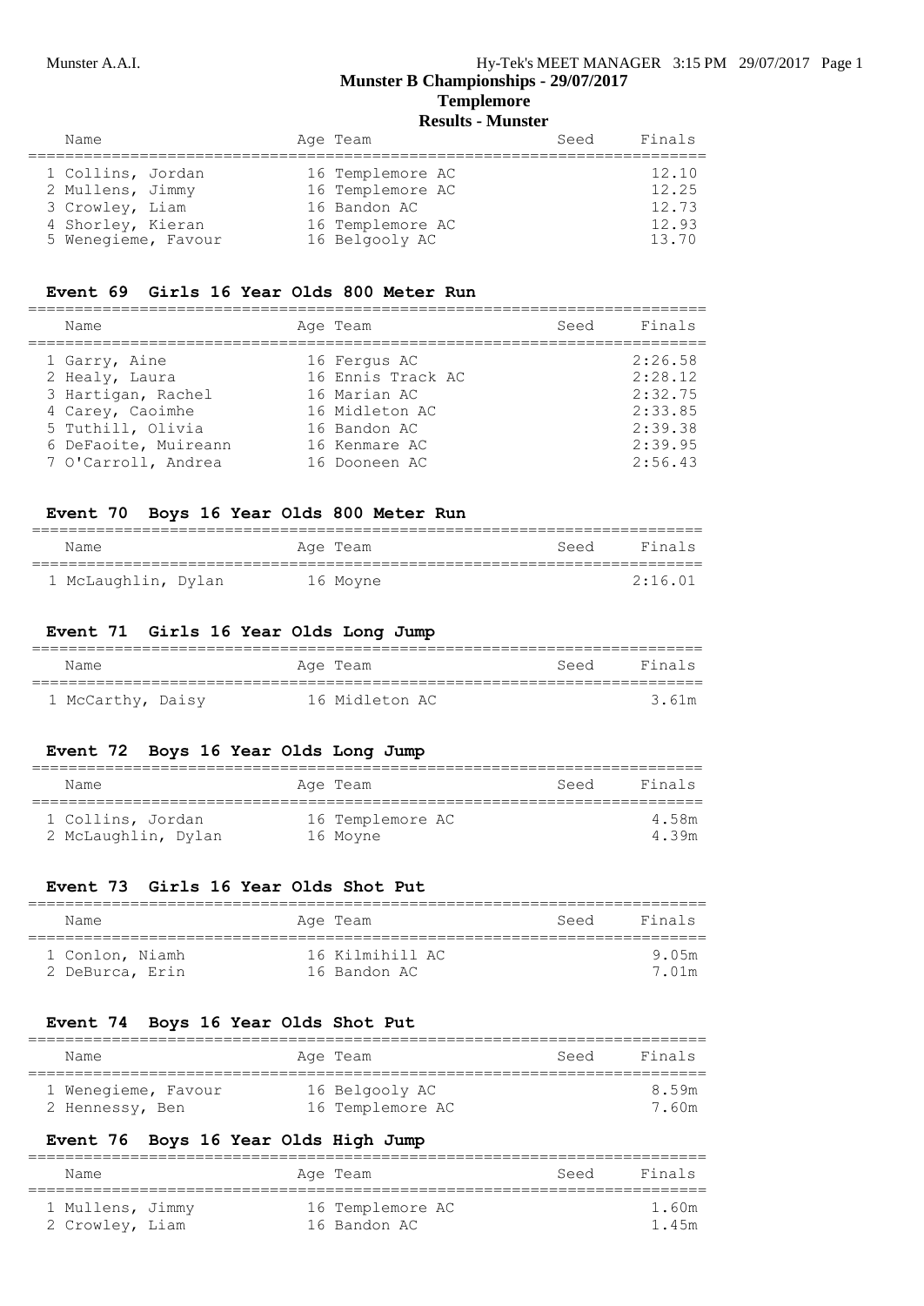## Munster B Championships - 29/07/2017

### Templemore

### Results - Munster

| Name | Age | Team | Seed | Finals |
|---|---|---|---|---|
| 1 Collins, Jordan | 16 | Templemore AC | | 12.10 |
| 2 Mullens, Jimmy | 16 | Templemore AC | | 12.25 |
| 3 Crowley, Liam | 16 | Bandon AC | | 12.73 |
| 4 Shorley, Kieran | 16 | Templemore AC | | 12.93 |
| 5 Wenegieme, Favour | 16 | Belgooly AC | | 13.70 |

### Event 69 Girls 16 Year Olds 800 Meter Run

| Name | Age | Team | Seed | Finals |
|---|---|---|---|---|
| 1 Garry, Aine | 16 | Fergus AC | | 2:26.58 |
| 2 Healy, Laura | 16 | Ennis Track AC | | 2:28.12 |
| 3 Hartigan, Rachel | 16 | Marian AC | | 2:32.75 |
| 4 Carey, Caoimhe | 16 | Midleton AC | | 2:33.85 |
| 5 Tuthill, Olivia | 16 | Bandon AC | | 2:39.38 |
| 6 DeFaoite, Muireann | 16 | Kenmare AC | | 2:39.95 |
| 7 O'Carroll, Andrea | 16 | Dooneen AC | | 2:56.43 |

### Event 70 Boys 16 Year Olds 800 Meter Run

| Name | Age | Team | Seed | Finals |
|---|---|---|---|---|
| 1 McLaughlin, Dylan | 16 | Moyne | | 2:16.01 |

### Event 71 Girls 16 Year Olds Long Jump

| Name | Age | Team | Seed | Finals |
|---|---|---|---|---|
| 1 McCarthy, Daisy | 16 | Midleton AC | | 3.61m |

### Event 72 Boys 16 Year Olds Long Jump

| Name | Age | Team | Seed | Finals |
|---|---|---|---|---|
| 1 Collins, Jordan | 16 | Templemore AC | | 4.58m |
| 2 McLaughlin, Dylan | 16 | Moyne | | 4.39m |

### Event 73 Girls 16 Year Olds Shot Put

| Name | Age | Team | Seed | Finals |
|---|---|---|---|---|
| 1 Conlon, Niamh | 16 | Kilmihill AC | | 9.05m |
| 2 DeBurca, Erin | 16 | Bandon AC | | 7.01m |

### Event 74 Boys 16 Year Olds Shot Put

| Name | Age | Team | Seed | Finals |
|---|---|---|---|---|
| 1 Wenegieme, Favour | 16 | Belgooly AC | | 8.59m |
| 2 Hennessy, Ben | 16 | Templemore AC | | 7.60m |

### Event 76 Boys 16 Year Olds High Jump

| Name | Age | Team | Seed | Finals |
|---|---|---|---|---|
| 1 Mullens, Jimmy | 16 | Templemore AC | | 1.60m |
| 2 Crowley, Liam | 16 | Bandon AC | | 1.45m |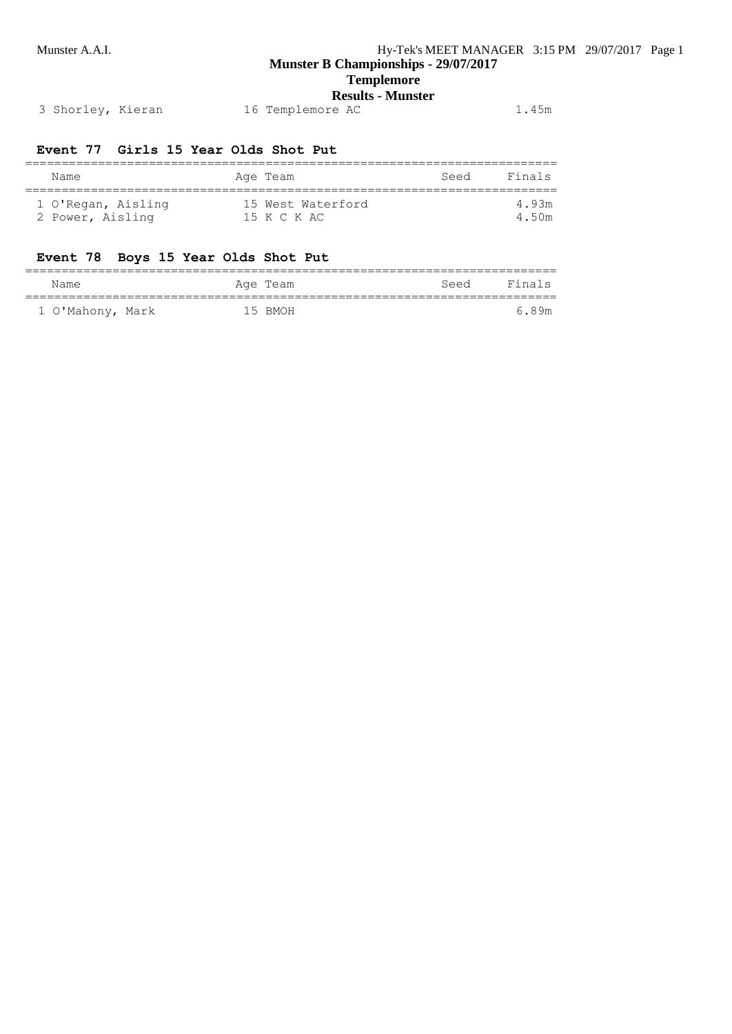| | | |
|---|---|---|
| 3 Shorley, Kieran | 16 Templemore AC | 1.45m |

### Event 77 Girls 15 Year Olds Shot Put

| Name | Age | Team | Seed | Finals |
|---|---|---|---|---|
| 1 O'Regan, Aisling | 15 | West Waterford | | 4.93m |
| 2 Power, Aisling | 15 | K C K AC | | 4.50m |

### Event 78 Boys 15 Year Olds Shot Put

| Name | Age | Team | Seed | Finals |
|---|---|---|---|---|
| 1 O'Mahony, Mark | 15 | BMOH | | 6.89m |